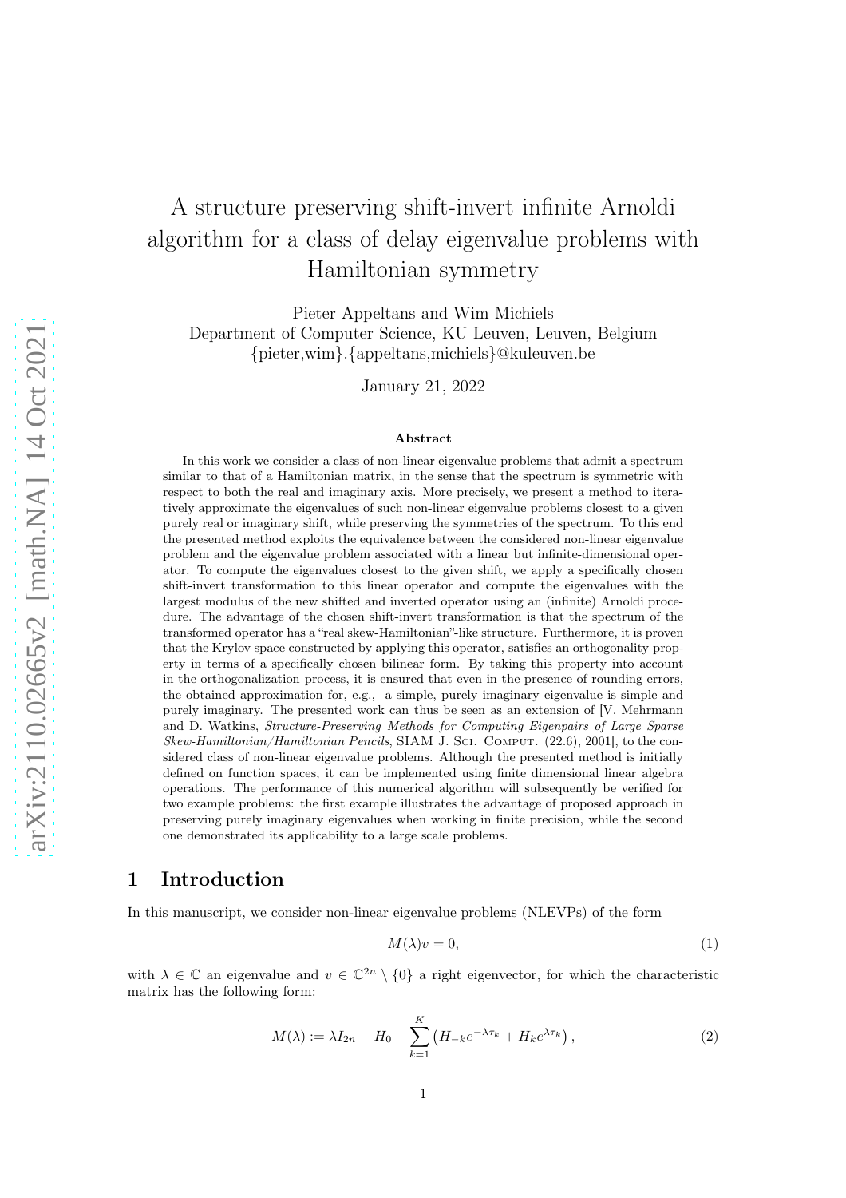# A structure preserving shift-invert infinite Arnoldi algorithm for a class of delay eigenvalue problems with Hamiltonian symmetry

Pieter Appeltans and Wim Michiels
Department of Computer Science, KU Leuven, Leuven, Belgium
{pieter,wim}.{appeltans,michiels}@kuleuven.be

January 21, 2022

## Abstract

In this work we consider a class of non-linear eigenvalue problems that admit a spectrum similar to that of a Hamiltonian matrix, in the sense that the spectrum is symmetric with respect to both the real and imaginary axis. More precisely, we present a method to iteratively approximate the eigenvalues of such non-linear eigenvalue problems closest to a given purely real or imaginary shift, while preserving the symmetries of the spectrum. To this end the presented method exploits the equivalence between the considered non-linear eigenvalue problem and the eigenvalue problem associated with a linear but infinite-dimensional operator. To compute the eigenvalues closest to the given shift, we apply a specifically chosen shift-invert transformation to this linear operator and compute the eigenvalues with the largest modulus of the new shifted and inverted operator using an (infinite) Arnoldi procedure. The advantage of the chosen shift-invert transformation is that the spectrum of the transformed operator has a "real skew-Hamiltonian"-like structure. Furthermore, it is proven that the Krylov space constructed by applying this operator, satisfies an orthogonality property in terms of a specifically chosen bilinear form. By taking this property into account in the orthogonalization process, it is ensured that even in the presence of rounding errors, the obtained approximation for, e.g., a simple, purely imaginary eigenvalue is simple and purely imaginary. The presented work can thus be seen as an extension of [V. Mehrmann and D. Watkins, *Structure-Preserving Methods for Computing Eigenpairs of Large Sparse Skew-Hamiltonian/Hamiltonian Pencils*, SIAM J. Sci. Comput. (22.6), 2001], to the considered class of non-linear eigenvalue problems. Although the presented method is initially defined on function spaces, it can be implemented using finite dimensional linear algebra operations. The performance of this numerical algorithm will subsequently be verified for two example problems: the first example illustrates the advantage of proposed approach in preserving purely imaginary eigenvalues when working in finite precision, while the second one demonstrated its applicability to a large scale problems.

## 1 Introduction

In this manuscript, we consider non-linear eigenvalue problems (NLEVPs) of the form

$$M(\lambda)v = 0, \tag{1}$$

with $\lambda \in \mathbb{C}$ an eigenvalue and $v \in \mathbb{C}^{2n} \setminus \{0\}$ a right eigenvector, for which the characteristic matrix has the following form:

$$M(\lambda) := \lambda I_{2n} - H_0 - \sum_{k=1}^{K} \left( H_{-k} e^{-\lambda \tau_k} + H_k e^{\lambda \tau_k} \right), \tag{2}$$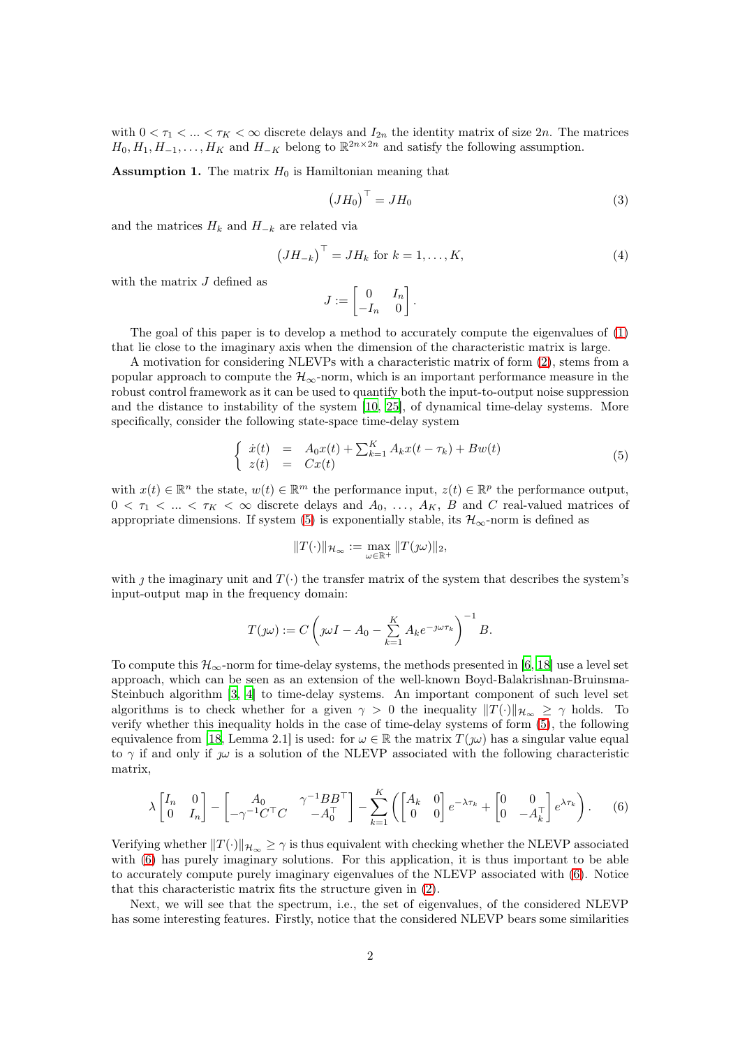with $0 < \tau_1 < ... < \tau_K < \infty$ discrete delays and $I_{2n}$ the identity matrix of size $2n$. The matrices $H_0, H_1, H_{-1}, \dots, H_K$ and $H_{-K}$ belong to $\mathbb{R}^{2n\times 2n}$ and satisfy the following assumption.

**Assumption 1.** The matrix $H_0$ is Hamiltonian meaning that

$$\big(JH_0\big)^\top = JH_0 \tag{3}$$

and the matrices $H_k$ and $H_{-k}$ are related via

$$\big(JH_{-k}\big)^\top = JH_k \text{ for } k = 1, \dots, K, \tag{4}$$

with the matrix $J$ defined as

$$J := \begin{bmatrix} 0 & I_n \\ -I_n & 0 \end{bmatrix}.$$

The goal of this paper is to develop a method to accurately compute the eigenvalues of (1) that lie close to the imaginary axis when the dimension of the characteristic matrix is large.

A motivation for considering NLEVPs with a characteristic matrix of form (2), stems from a popular approach to compute the $\mathcal{H}_\infty$-norm, which is an important performance measure in the robust control framework as it can be used to quantify both the input-to-output noise suppression and the distance to instability of the system [10, 25], of dynamical time-delay systems. More specifically, consider the following state-space time-delay system

$$\begin{cases} \dot{x}(t) &= A_0 x(t) + \sum_{k=1}^{K} A_k x(t-\tau_k) + Bw(t) \\ z(t) &= Cx(t) \end{cases} \tag{5}$$

with $x(t) \in \mathbb{R}^n$ the state, $w(t) \in \mathbb{R}^m$ the performance input, $z(t) \in \mathbb{R}^p$ the performance output, $0 < \tau_1 < ... < \tau_K < \infty$ discrete delays and $A_0, \dots, A_K$, $B$ and $C$ real-valued matrices of appropriate dimensions. If system (5) is exponentially stable, its $\mathcal{H}_\infty$-norm is defined as

$$\|T(\cdot)\|_{\mathcal{H}_\infty} := \max_{\omega\in\mathbb{R}^+} \|T(\jmath\omega)\|_2,$$

with $\jmath$ the imaginary unit and $T(\cdot)$ the transfer matrix of the system that describes the system's input-output map in the frequency domain:

$$T(\jmath\omega) := C\left(\jmath\omega I - A_0 - \sum_{k=1}^{K} A_k e^{-\jmath\omega\tau_k}\right)^{-1} B.$$

To compute this $\mathcal{H}_\infty$-norm for time-delay systems, the methods presented in [6, 18] use a level set approach, which can be seen as an extension of the well-known Boyd-Balakrishnan-Bruinsma-Steinbuch algorithm [3, 4] to time-delay systems. An important component of such level set algorithms is to check whether for a given $\gamma > 0$ the inequality $\|T(\cdot)\|_{\mathcal{H}_\infty} \geq \gamma$ holds. To verify whether this inequality holds in the case of time-delay systems of form (5), the following equivalence from [18, Lemma 2.1] is used: for $\omega \in \mathbb{R}$ the matrix $T(\jmath\omega)$ has a singular value equal to $\gamma$ if and only if $\jmath\omega$ is a solution of the NLEVP associated with the following characteristic matrix,

$$\lambda\begin{bmatrix} I_n & 0 \\ 0 & I_n \end{bmatrix} - \begin{bmatrix} A_0 & \gamma^{-1}BB^\top \\ -\gamma^{-1}C^\top C & -A_0^\top \end{bmatrix} - \sum_{k=1}^{K}\left(\begin{bmatrix} A_k & 0 \\ 0 & 0 \end{bmatrix} e^{-\lambda\tau_k} + \begin{bmatrix} 0 & 0 \\ 0 & -A_k^\top \end{bmatrix} e^{\lambda\tau_k}\right). \tag{6}$$

Verifying whether $\|T(\cdot)\|_{\mathcal{H}_\infty} \geq \gamma$ is thus equivalent with checking whether the NLEVP associated with (6) has purely imaginary solutions. For this application, it is thus important to be able to accurately compute purely imaginary eigenvalues of the NLEVP associated with (6). Notice that this characteristic matrix fits the structure given in (2).

Next, we will see that the spectrum, i.e., the set of eigenvalues, of the considered NLEVP has some interesting features. Firstly, notice that the considered NLEVP bears some similarities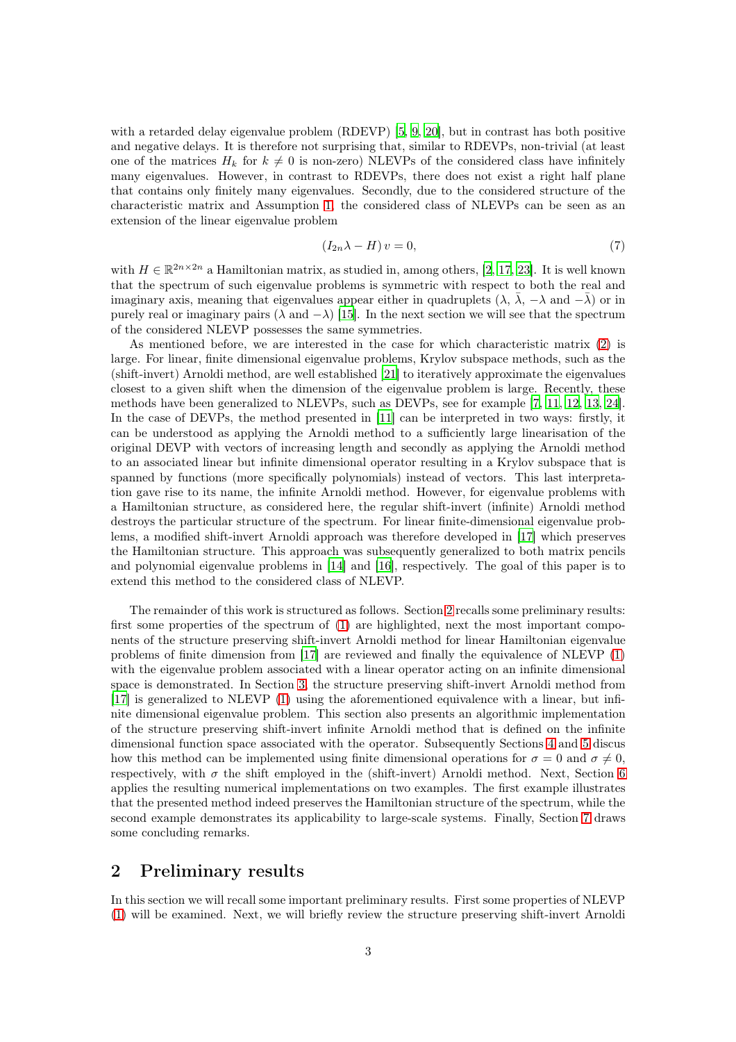with a retarded delay eigenvalue problem (RDEVP) [5, 9, 20], but in contrast has both positive and negative delays. It is therefore not surprising that, similar to RDEVPs, non-trivial (at least one of the matrices $H_k$ for $k \neq 0$ is non-zero) NLEVPs of the considered class have infinitely many eigenvalues. However, in contrast to RDEVPs, there does not exist a right half plane that contains only finitely many eigenvalues. Secondly, due to the considered structure of the characteristic matrix and Assumption 1, the considered class of NLEVPs can be seen as an extension of the linear eigenvalue problem

$$(I_{2n}\lambda - H)\, v = 0, \tag{7}$$

with $H \in \mathbb{R}^{2n\times 2n}$ a Hamiltonian matrix, as studied in, among others, [2, 17, 23]. It is well known that the spectrum of such eigenvalue problems is symmetric with respect to both the real and imaginary axis, meaning that eigenvalues appear either in quadruplets ($\lambda$, $\bar{\lambda}$, $-\lambda$ and $-\bar{\lambda}$) or in purely real or imaginary pairs ($\lambda$ and $-\lambda$) [15]. In the next section we will see that the spectrum of the considered NLEVP possesses the same symmetries.

As mentioned before, we are interested in the case for which characteristic matrix (2) is large. For linear, finite dimensional eigenvalue problems, Krylov subspace methods, such as the (shift-invert) Arnoldi method, are well established [21] to iteratively approximate the eigenvalues closest to a given shift when the dimension of the eigenvalue problem is large. Recently, these methods have been generalized to NLEVPs, such as DEVPs, see for example [7, 11, 12, 13, 24]. In the case of DEVPs, the method presented in [11] can be interpreted in two ways: firstly, it can be understood as applying the Arnoldi method to a sufficiently large linearisation of the original DEVP with vectors of increasing length and secondly as applying the Arnoldi method to an associated linear but infinite dimensional operator resulting in a Krylov subspace that is spanned by functions (more specifically polynomials) instead of vectors. This last interpretation gave rise to its name, the infinite Arnoldi method. However, for eigenvalue problems with a Hamiltonian structure, as considered here, the regular shift-invert (infinite) Arnoldi method destroys the particular structure of the spectrum. For linear finite-dimensional eigenvalue problems, a modified shift-invert Arnoldi approach was therefore developed in [17] which preserves the Hamiltonian structure. This approach was subsequently generalized to both matrix pencils and polynomial eigenvalue problems in [14] and [16], respectively. The goal of this paper is to extend this method to the considered class of NLEVP.

The remainder of this work is structured as follows. Section 2 recalls some preliminary results: first some properties of the spectrum of (1) are highlighted, next the most important components of the structure preserving shift-invert Arnoldi method for linear Hamiltonian eigenvalue problems of finite dimension from [17] are reviewed and finally the equivalence of NLEVP (1) with the eigenvalue problem associated with a linear operator acting on an infinite dimensional space is demonstrated. In Section 3, the structure preserving shift-invert Arnoldi method from [17] is generalized to NLEVP (1) using the aforementioned equivalence with a linear, but infinite dimensional eigenvalue problem. This section also presents an algorithmic implementation of the structure preserving shift-invert infinite Arnoldi method that is defined on the infinite dimensional function space associated with the operator. Subsequently Sections 4 and 5 discus how this method can be implemented using finite dimensional operations for $\sigma = 0$ and $\sigma \neq 0$, respectively, with $\sigma$ the shift employed in the (shift-invert) Arnoldi method. Next, Section 6 applies the resulting numerical implementations on two examples. The first example illustrates that the presented method indeed preserves the Hamiltonian structure of the spectrum, while the second example demonstrates its applicability to large-scale systems. Finally, Section 7 draws some concluding remarks.

## 2 Preliminary results

In this section we will recall some important preliminary results. First some properties of NLEVP (1) will be examined. Next, we will briefly review the structure preserving shift-invert Arnoldi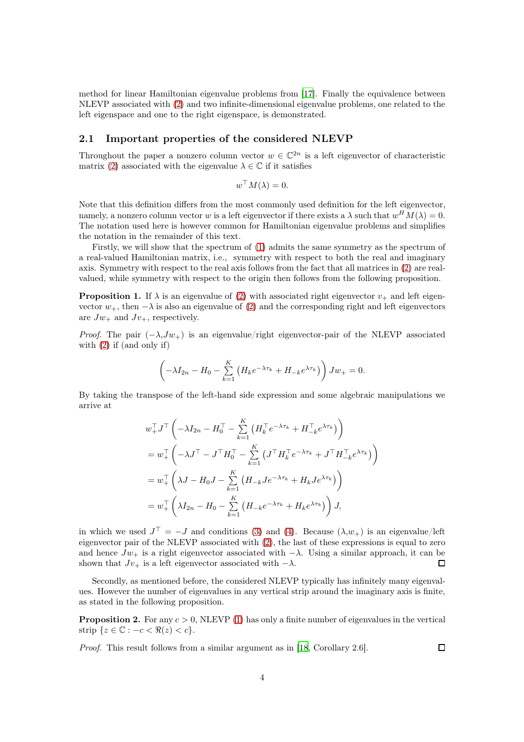method for linear Hamiltonian eigenvalue problems from [17]. Finally the equivalence between NLEVP associated with (2) and two infinite-dimensional eigenvalue problems, one related to the left eigenspace and one to the right eigenspace, is demonstrated.

## 2.1 Important properties of the considered NLEVP

Throughout the paper a nonzero column vector $w \in \mathbb{C}^{2n}$ is a left eigenvector of characteristic matrix (2) associated with the eigenvalue $\lambda \in \mathbb{C}$ if it satisfies

$$w^\top M(\lambda) = 0.$$

Note that this definition differs from the most commonly used definition for the left eigenvector, namely, a nonzero column vector $w$ is a left eigenvector if there exists a $\lambda$ such that $w^H M(\lambda) = 0$. The notation used here is however common for Hamiltonian eigenvalue problems and simplifies the notation in the remainder of this text.

Firstly, we will show that the spectrum of (1) admits the same symmetry as the spectrum of a real-valued Hamiltonian matrix, i.e., symmetry with respect to both the real and imaginary axis. Symmetry with respect to the real axis follows from the fact that all matrices in (2) are real-valued, while symmetry with respect to the origin then follows from the following proposition.

**Proposition 1.** *If $\lambda$ is an eigenvalue of (2) with associated right eigenvector $v_+$ and left eigenvector $w_+$, then $-\lambda$ is also an eigenvalue of (2) and the corresponding right and left eigenvectors are $Jw_+$ and $Jv_+$, respectively.*

*Proof.* The pair $(-\lambda, Jw_+)$ is an eigenvalue/right eigenvector-pair of the NLEVP associated with (2) if (and only if)

$$\left(-\lambda I_{2n} - H_0 - \sum_{k=1}^{K} \left(H_k e^{-\lambda \tau_k} + H_{-k} e^{\lambda \tau_k}\right)\right) J w_+ = 0.$$

By taking the transpose of the left-hand side expression and some algebraic manipulations we arrive at

$$\begin{aligned}
& w_+^\top J^\top \left(-\lambda I_{2n} - H_0^\top - \sum_{k=1}^{K} \left(H_k^\top e^{-\lambda \tau_k} + H_{-k}^\top e^{\lambda \tau_k}\right)\right) \\
&= w_+^\top \left(-\lambda J^\top - J^\top H_0^\top - \sum_{k=1}^{K} \left(J^\top H_k^\top e^{-\lambda \tau_k} + J^\top H_{-k}^\top e^{\lambda \tau_k}\right)\right) \\
&= w_+^\top \left(\lambda J - H_0 J - \sum_{k=1}^{K} \left(H_{-k} J e^{-\lambda \tau_k} + H_k J e^{\lambda \tau_k}\right)\right) \\
&= w_+^\top \left(\lambda I_{2n} - H_0 - \sum_{k=1}^{K} \left(H_{-k} e^{-\lambda \tau_k} + H_k e^{\lambda \tau_k}\right)\right) J,
\end{aligned}$$

in which we used $J^\top = -J$ and conditions (3) and (4). Because $(\lambda, w_+)$ is an eigenvalue/left eigenvector pair of the NLEVP associated with (2), the last of these expressions is equal to zero and hence $Jw_+$ is a right eigenvector associated with $-\lambda$. Using a similar approach, it can be shown that $Jv_+$ is a left eigenvector associated with $-\lambda$. ◻

Secondly, as mentioned before, the considered NLEVP typically has infinitely many eigenvalues. However the number of eigenvalues in any vertical strip around the imaginary axis is finite, as stated in the following proposition.

**Proposition 2.** *For any $c > 0$, NLEVP (1) has only a finite number of eigenvalues in the vertical strip $\{z \in \mathbb{C} : -c < \Re(z) < c\}$.*

*Proof.* This result follows from a similar argument as in [18, Corollary 2.6]. ◻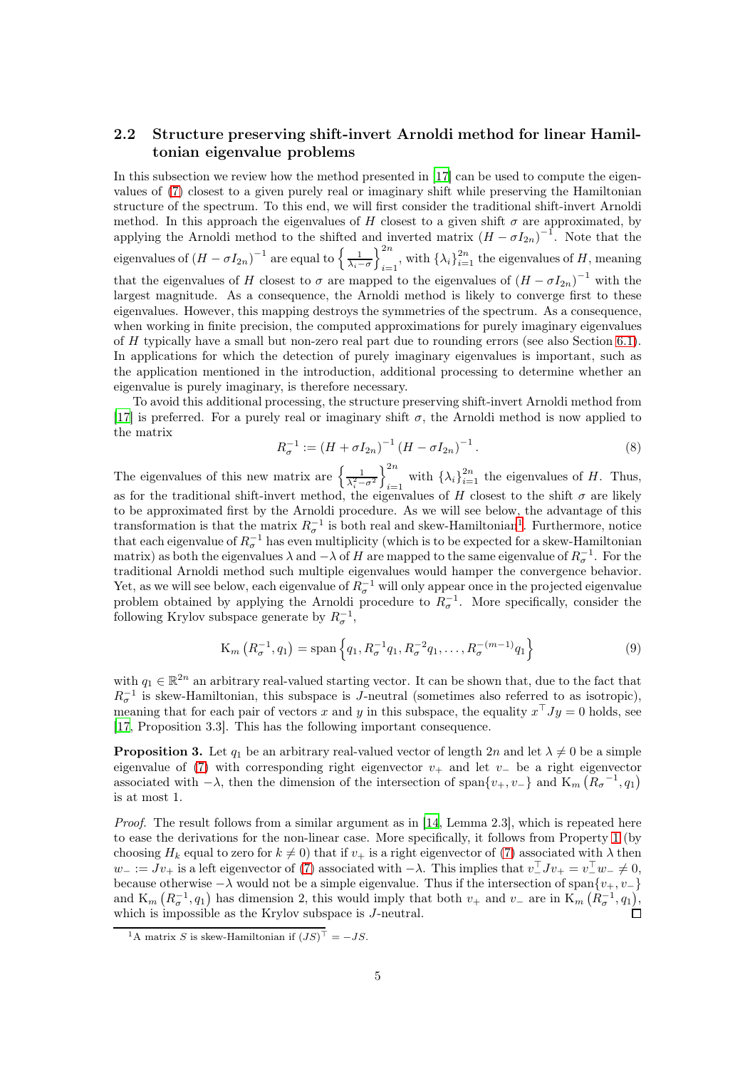### 2.2 Structure preserving shift-invert Arnoldi method for linear Hamiltonian eigenvalue problems

In this subsection we review how the method presented in [17] can be used to compute the eigenvalues of (7) closest to a given purely real or imaginary shift while preserving the Hamiltonian structure of the spectrum. To this end, we will first consider the traditional shift-invert Arnoldi method. In this approach the eigenvalues of $H$ closest to a given shift $\sigma$ are approximated, by applying the Arnoldi method to the shifted and inverted matrix $(H - \sigma I_{2n})^{-1}$. Note that the eigenvalues of $(H - \sigma I_{2n})^{-1}$ are equal to $\left\{ \frac{1}{\lambda_i - \sigma} \right\}_{i=1}^{2n}$, with $\{\lambda_i\}_{i=1}^{2n}$ the eigenvalues of $H$, meaning that the eigenvalues of $H$ closest to $\sigma$ are mapped to the eigenvalues of $(H - \sigma I_{2n})^{-1}$ with the largest magnitude. As a consequence, the Arnoldi method is likely to converge first to these eigenvalues. However, this mapping destroys the symmetries of the spectrum. As a consequence, when working in finite precision, the computed approximations for purely imaginary eigenvalues of $H$ typically have a small but non-zero real part due to rounding errors (see also Section 6.1). In applications for which the detection of purely imaginary eigenvalues is important, such as the application mentioned in the introduction, additional processing to determine whether an eigenvalue is purely imaginary, is therefore necessary.

To avoid this additional processing, the structure preserving shift-invert Arnoldi method from [17] is preferred. For a purely real or imaginary shift $\sigma$, the Arnoldi method is now applied to the matrix

$$R_\sigma^{-1} := (H + \sigma I_{2n})^{-1} (H - \sigma I_{2n})^{-1}. \tag{8}$$

The eigenvalues of this new matrix are $\left\{ \frac{1}{\lambda_i^2 - \sigma^2} \right\}_{i=1}^{2n}$ with $\{\lambda_i\}_{i=1}^{2n}$ the eigenvalues of $H$. Thus, as for the traditional shift-invert method, the eigenvalues of $H$ closest to the shift $\sigma$ are likely to be approximated first by the Arnoldi procedure. As we will see below, the advantage of this transformation is that the matrix $R_\sigma^{-1}$ is both real and skew-Hamiltonian[1]. Furthermore, notice that each eigenvalue of $R_\sigma^{-1}$ has even multiplicity (which is to be expected for a skew-Hamiltonian matrix) as both the eigenvalues $\lambda$ and $-\lambda$ of $H$ are mapped to the same eigenvalue of $R_\sigma^{-1}$. For the traditional Arnoldi method such multiple eigenvalues would hamper the convergence behavior. Yet, as we will see below, each eigenvalue of $R_\sigma^{-1}$ will only appear once in the projected eigenvalue problem obtained by applying the Arnoldi procedure to $R_\sigma^{-1}$. More specifically, consider the following Krylov subspace generate by $R_\sigma^{-1}$,

$$\mathrm{K}_m\left(R_\sigma^{-1}, q_1\right) = \operatorname{span}\left\{ q_1, R_\sigma^{-1} q_1, R_\sigma^{-2} q_1, \ldots, R_\sigma^{-(m-1)} q_1 \right\} \tag{9}$$

with $q_1 \in \mathbb{R}^{2n}$ an arbitrary real-valued starting vector. It can be shown that, due to the fact that $R_\sigma^{-1}$ is skew-Hamiltonian, this subspace is $J$-neutral (sometimes also referred to as isotropic), meaning that for each pair of vectors $x$ and $y$ in this subspace, the equality $x^\top J y = 0$ holds, see [17, Proposition 3.3]. This has the following important consequence.

**Proposition 3.** *Let $q_1$ be an arbitrary real-valued vector of length $2n$ and let $\lambda \neq 0$ be a simple eigenvalue of (7) with corresponding right eigenvector $v_+$ and let $v_-$ be a right eigenvector associated with $-\lambda$, then the dimension of the intersection of $\operatorname{span}\{v_+, v_-\}$ and $\mathrm{K}_m\left(R_\sigma{}^{-1}, q_1\right)$ is at most 1.*

*Proof.* The result follows from a similar argument as in [14, Lemma 2.3], which is repeated here to ease the derivations for the non-linear case. More specifically, it follows from Property 1 (by choosing $H_k$ equal to zero for $k \neq 0$) that if $v_+$ is a right eigenvector of (7) associated with $\lambda$ then $w_- := J v_+$ is a left eigenvector of (7) associated with $-\lambda$. This implies that $v_-^\top J v_+ = v_-^\top w_- \neq 0$, because otherwise $-\lambda$ would not be a simple eigenvalue. Thus if the intersection of $\operatorname{span}\{v_+, v_-\}$ and $\mathrm{K}_m\left(R_\sigma^{-1}, q_1\right)$ has dimension 2, this would imply that both $v_+$ and $v_-$ are in $\mathrm{K}_m\left(R_\sigma^{-1}, q_1\right)$, which is impossible as the Krylov subspace is $J$-neutral. $\square$

[1] A matrix $S$ is skew-Hamiltonian if $(JS)^\top = -JS$.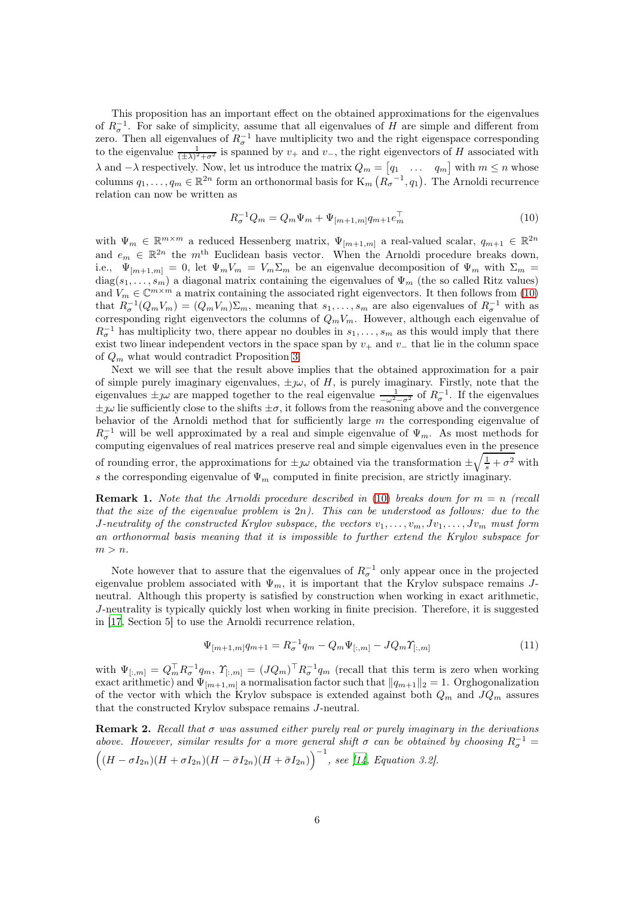This proposition has an important effect on the obtained approximations for the eigenvalues of $R_\sigma^{-1}$. For sake of simplicity, assume that all eigenvalues of $H$ are simple and different from zero. Then all eigenvalues of $R_\sigma^{-1}$ have multiplicity two and the right eigenspace corresponding to the eigenvalue $\frac{1}{(\pm\lambda)^2+\sigma^2}$ is spanned by $v_+$ and $v_-$, the right eigenvectors of $H$ associated with $\lambda$ and $-\lambda$ respectively. Now, let us introduce the matrix $Q_m = \begin{bmatrix} q_1 & \dots & q_m \end{bmatrix}$ with $m \leq n$ whose columns $q_1, \dots, q_m \in \mathbb{R}^{2n}$ form an orthonormal basis for $\mathrm{K}_m\left(R_\sigma{}^{-1}, q_1\right)$. The Arnoldi recurrence relation can now be written as

$$R_\sigma^{-1} Q_m = Q_m \Psi_m + \Psi_{[m+1,m]} q_{m+1} e_m^\top \tag{10}$$

with $\Psi_m \in \mathbb{R}^{m\times m}$ a reduced Hessenberg matrix, $\Psi_{[m+1,m]}$ a real-valued scalar, $q_{m+1} \in \mathbb{R}^{2n}$ and $e_m \in \mathbb{R}^{2n}$ the $m^{\text{th}}$ Euclidean basis vector. When the Arnoldi procedure breaks down, i.e., $\Psi_{[m+1,m]} = 0$, let $\Psi_m V_m = V_m \Sigma_m$ be an eigenvalue decomposition of $\Psi_m$ with $\Sigma_m = \mathrm{diag}(s_1, \dots, s_m)$ a diagonal matrix containing the eigenvalues of $\Psi_m$ (the so called Ritz values) and $V_m \in \mathbb{C}^{m\times m}$ a matrix containing the associated right eigenvectors. It then follows from (10) that $R_\sigma^{-1}(Q_m V_m) = (Q_m V_m)\Sigma_m$, meaning that $s_1, \dots, s_m$ are also eigenvalues of $R_\sigma^{-1}$ with as corresponding right eigenvectors the columns of $Q_m V_m$. However, although each eigenvalue of $R_\sigma^{-1}$ has multiplicity two, there appear no doubles in $s_1, \dots, s_m$ as this would imply that there exist two linear independent vectors in the space span by $v_+$ and $v_-$ that lie in the column space of $Q_m$ what would contradict Proposition 3.

Next we will see that the result above implies that the obtained approximation for a pair of simple purely imaginary eigenvalues, $\pm\jmath\omega$, of $H$, is purely imaginary. Firstly, note that the eigenvalues $\pm\jmath\omega$ are mapped together to the real eigenvalue $\frac{1}{-\omega^2-\sigma^2}$ of $R_\sigma^{-1}$. If the eigenvalues $\pm\jmath\omega$ lie sufficiently close to the shifts $\pm\sigma$, it follows from the reasoning above and the convergence behavior of the Arnoldi method that for sufficiently large $m$ the corresponding eigenvalue of $R_\sigma^{-1}$ will be well approximated by a real and simple eigenvalue of $\Psi_m$. As most methods for computing eigenvalues of real matrices preserve real and simple eigenvalues even in the presence of rounding error, the approximations for $\pm\jmath\omega$ obtained via the transformation $\pm\sqrt{\frac{1}{s}+\sigma^2}$ with $s$ the corresponding eigenvalue of $\Psi_m$ computed in finite precision, are strictly imaginary.

**Remark 1.** *Note that the Arnoldi procedure described in (10) breaks down for $m = n$ (recall that the size of the eigenvalue problem is $2n$). This can be understood as follows: due to the $J$-neutrality of the constructed Krylov subspace, the vectors $v_1, \dots, v_m, Jv_1, \dots, Jv_m$ must form an orthonormal basis meaning that it is impossible to further extend the Krylov subspace for $m > n$.*

Note however that to assure that the eigenvalues of $R_\sigma^{-1}$ only appear once in the projected eigenvalue problem associated with $\Psi_m$, it is important that the Krylov subspace remains $J$-neutral. Although this property is satisfied by construction when working in exact arithmetic, $J$-neutrality is typically quickly lost when working in finite precision. Therefore, it is suggested in [17, Section 5] to use the Arnoldi recurrence relation,

$$\Psi_{[m+1,m]} q_{m+1} = R_\sigma^{-1} q_m - Q_m \Psi_{[:,m]} - J Q_m \Upsilon_{[:,m]} \tag{11}$$

with $\Psi_{[:,m]} = Q_m^\top R_\sigma^{-1} q_m$, $\Upsilon_{[:,m]} = (JQ_m)^\top R_\sigma^{-1} q_m$ (recall that this term is zero when working exact arithmetic) and $\Psi_{[m+1,m]}$ a normalisation factor such that $\|q_{m+1}\|_2 = 1$. Orghogonalization of the vector with which the Krylov subspace is extended against both $Q_m$ and $JQ_m$ assures that the constructed Krylov subspace remains $J$-neutral.

**Remark 2.** *Recall that $\sigma$ was assumed either purely real or purely imaginary in the derivations above. However, similar results for a more general shift $\sigma$ can be obtained by choosing $R_\sigma^{-1} = \Big((H - \sigma I_{2n})(H + \sigma I_{2n})(H - \bar{\sigma} I_{2n})(H + \bar{\sigma} I_{2n})\Big)^{-1}$, see [14, Equation 3.2].*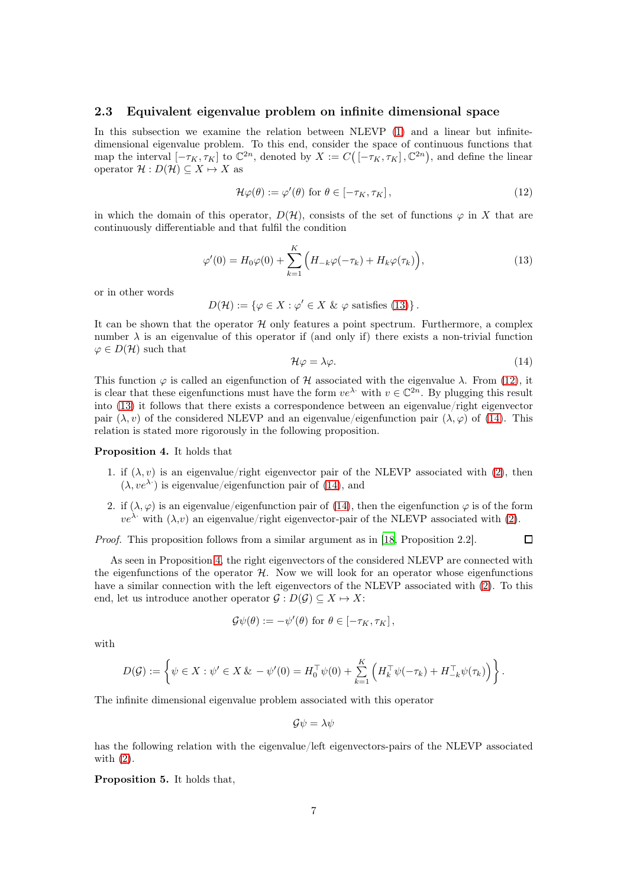## 2.3 Equivalent eigenvalue problem on infinite dimensional space

In this subsection we examine the relation between NLEVP (1) and a linear but infinite-dimensional eigenvalue problem. To this end, consider the space of continuous functions that map the interval $[-\tau_K, \tau_K]$ to $\mathbb{C}^{2n}$, denoted by $X := C\big([-\tau_K, \tau_K], \mathbb{C}^{2n}\big)$, and define the linear operator $\mathcal{H} : D(\mathcal{H}) \subseteq X \mapsto X$ as

$$\mathcal{H}\varphi(\theta) := \varphi'(\theta) \text{ for } \theta \in [-\tau_K, \tau_K], \tag{12}$$

in which the domain of this operator, $D(\mathcal{H})$, consists of the set of functions $\varphi$ in $X$ that are continuously differentiable and that fulfil the condition

$$\varphi'(0) = H_0\varphi(0) + \sum_{k=1}^{K} \Big(H_{-k}\varphi(-\tau_k) + H_k\varphi(\tau_k)\Big), \tag{13}$$

or in other words

$$D(\mathcal{H}) := \{\varphi \in X : \varphi' \in X \ \& \ \varphi \text{ satisfies (13)}\}.$$

It can be shown that the operator $\mathcal{H}$ only features a point spectrum. Furthermore, a complex number $\lambda$ is an eigenvalue of this operator if (and only if) there exists a non-trivial function $\varphi \in D(\mathcal{H})$ such that

$$\mathcal{H}\varphi = \lambda\varphi. \tag{14}$$

This function $\varphi$ is called an eigenfunction of $\mathcal{H}$ associated with the eigenvalue $\lambda$. From (12), it is clear that these eigenfunctions must have the form $ve^{\lambda\cdot}$ with $v \in \mathbb{C}^{2n}$. By plugging this result into (13) it follows that there exists a correspondence between an eigenvalue/right eigenvector pair $(\lambda, v)$ of the considered NLEVP and an eigenvalue/eigenfunction pair $(\lambda, \varphi)$ of (14). This relation is stated more rigorously in the following proposition.

**Proposition 4.** It holds that

1. if $(\lambda, v)$ is an eigenvalue/right eigenvector pair of the NLEVP associated with (2), then $(\lambda, ve^{\lambda\cdot})$ is eigenvalue/eigenfunction pair of (14), and
2. if $(\lambda, \varphi)$ is an eigenvalue/eigenfunction pair of (14), then the eigenfunction $\varphi$ is of the form $ve^{\lambda\cdot}$ with $(\lambda, v)$ an eigenvalue/right eigenvector-pair of the NLEVP associated with (2).

*Proof.* This proposition follows from a similar argument as in [18, Proposition 2.2]. ∎

As seen in Proposition 4, the right eigenvectors of the considered NLEVP are connected with the eigenfunctions of the operator $\mathcal{H}$. Now we will look for an operator whose eigenfunctions have a similar connection with the left eigenvectors of the NLEVP associated with (2). To this end, let us introduce another operator $\mathcal{G} : D(\mathcal{G}) \subseteq X \mapsto X$:

$$\mathcal{G}\psi(\theta) := -\psi'(\theta) \text{ for } \theta \in [-\tau_K, \tau_K],$$

with

$$D(\mathcal{G}) := \left\{\psi \in X : \psi' \in X \ \& \ -\psi'(0) = H_0^\top\psi(0) + \sum_{k=1}^{K}\Big(H_k^\top\psi(-\tau_k) + H_{-k}^\top\psi(\tau_k)\Big)\right\}.$$

The infinite dimensional eigenvalue problem associated with this operator

$$\mathcal{G}\psi = \lambda\psi$$

has the following relation with the eigenvalue/left eigenvectors-pairs of the NLEVP associated with (2).

**Proposition 5.** It holds that,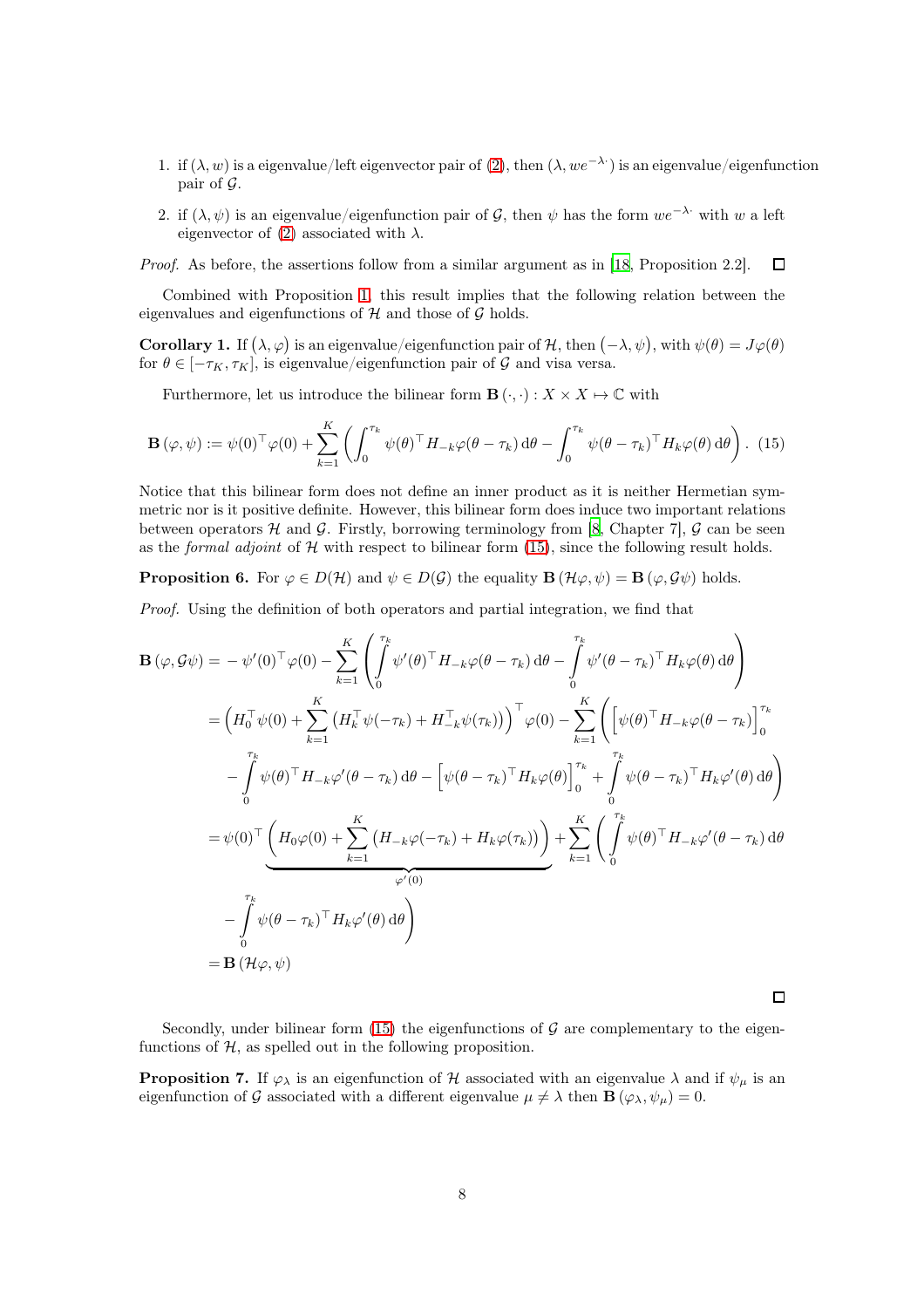1. if $(\lambda, w)$ is a eigenvalue/left eigenvector pair of (2), then $(\lambda, we^{-\lambda \cdot})$ is an eigenvalue/eigenfunction pair of $\mathcal{G}$.
2. if $(\lambda, \psi)$ is an eigenvalue/eigenfunction pair of $\mathcal{G}$, then $\psi$ has the form $we^{-\lambda \cdot}$ with $w$ a left eigenvector of (2) associated with $\lambda$.

*Proof.* As before, the assertions follow from a similar argument as in [18, Proposition 2.2]. $\square$

Combined with Proposition 1, this result implies that the following relation between the eigenvalues and eigenfunctions of $\mathcal{H}$ and those of $\mathcal{G}$ holds.

**Corollary 1.** If $(\lambda, \varphi)$ is an eigenvalue/eigenfunction pair of $\mathcal{H}$, then $(-\lambda, \psi)$, with $\psi(\theta) = J\varphi(\theta)$ for $\theta \in [-\tau_K, \tau_K]$, is eigenvalue/eigenfunction pair of $\mathcal{G}$ and visa versa.

Furthermore, let us introduce the bilinear form $\mathbf{B}(\cdot, \cdot) : X \times X \mapsto \mathbb{C}$ with

$$\mathbf{B}(\varphi, \psi) := \psi(0)^\top \varphi(0) + \sum_{k=1}^{K} \left( \int_0^{\tau_k} \psi(\theta)^\top H_{-k} \varphi(\theta - \tau_k) \, \mathrm{d}\theta - \int_0^{\tau_k} \psi(\theta - \tau_k)^\top H_k \varphi(\theta) \, \mathrm{d}\theta \right). \quad (15)$$

Notice that this bilinear form does not define an inner product as it is neither Hermetian symmetric nor is it positive definite. However, this bilinear form does induce two important relations between operators $\mathcal{H}$ and $\mathcal{G}$. Firstly, borrowing terminology from [8, Chapter 7], $\mathcal{G}$ can be seen as the *formal adjoint* of $\mathcal{H}$ with respect to bilinear form (15), since the following result holds.

**Proposition 6.** For $\varphi \in D(\mathcal{H})$ and $\psi \in D(\mathcal{G})$ the equality $\mathbf{B}(\mathcal{H}\varphi, \psi) = \mathbf{B}(\varphi, \mathcal{G}\psi)$ holds.

*Proof.* Using the definition of both operators and partial integration, we find that

$$\begin{aligned}
\mathbf{B}(\varphi, \mathcal{G}\psi) =& -\psi'(0)^\top \varphi(0) - \sum_{k=1}^{K} \left( \int_0^{\tau_k} \psi'(\theta)^\top H_{-k} \varphi(\theta - \tau_k) \, \mathrm{d}\theta - \int_0^{\tau_k} \psi'(\theta - \tau_k)^\top H_k \varphi(\theta) \, \mathrm{d}\theta \right) \\
=& \left( H_0^\top \psi(0) + \sum_{k=1}^{K} \left( H_k^\top \psi(-\tau_k) + H_{-k}^\top \psi(\tau_k) \right) \right)^\top \varphi(0) - \sum_{k=1}^{K} \left( \left[ \psi(\theta)^\top H_{-k} \varphi(\theta - \tau_k) \right]_0^{\tau_k} \right. \\
& \left. - \int_0^{\tau_k} \psi(\theta)^\top H_{-k} \varphi'(\theta - \tau_k) \, \mathrm{d}\theta - \left[ \psi(\theta - \tau_k)^\top H_k \varphi(\theta) \right]_0^{\tau_k} + \int_0^{\tau_k} \psi(\theta - \tau_k)^\top H_k \varphi'(\theta) \, \mathrm{d}\theta \right) \\
=& \psi(0)^\top \underbrace{\left( H_0 \varphi(0) + \sum_{k=1}^{K} \left( H_{-k} \varphi(-\tau_k) + H_k \varphi(\tau_k) \right) \right)}_{\varphi'(0)} + \sum_{k=1}^{K} \left( \int_0^{\tau_k} \psi(\theta)^\top H_{-k} \varphi'(\theta - \tau_k) \, \mathrm{d}\theta \right. \\
& \left. - \int_0^{\tau_k} \psi(\theta - \tau_k)^\top H_k \varphi'(\theta) \, \mathrm{d}\theta \right) \\
=& \mathbf{B}(\mathcal{H}\varphi, \psi)
\end{aligned}$$

$\square$

Secondly, under bilinear form (15) the eigenfunctions of $\mathcal{G}$ are complementary to the eigenfunctions of $\mathcal{H}$, as spelled out in the following proposition.

**Proposition 7.** If $\varphi_\lambda$ is an eigenfunction of $\mathcal{H}$ associated with an eigenvalue $\lambda$ and if $\psi_\mu$ is an eigenfunction of $\mathcal{G}$ associated with a different eigenvalue $\mu \neq \lambda$ then $\mathbf{B}(\varphi_\lambda, \psi_\mu) = 0$.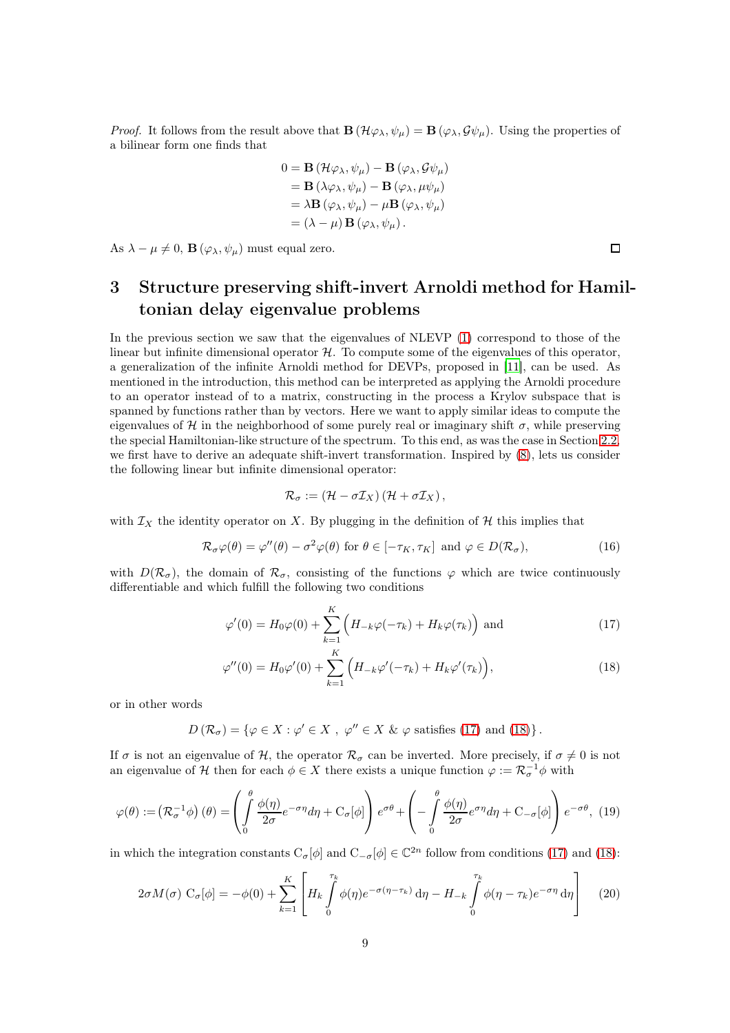*Proof.* It follows from the result above that $\mathbf{B}(\mathcal{H}\varphi_\lambda, \psi_\mu) = \mathbf{B}(\varphi_\lambda, \mathcal{G}\psi_\mu)$. Using the properties of a bilinear form one finds that

$$
\begin{aligned}
0 &= \mathbf{B}(\mathcal{H}\varphi_\lambda, \psi_\mu) - \mathbf{B}(\varphi_\lambda, \mathcal{G}\psi_\mu) \\
&= \mathbf{B}(\lambda\varphi_\lambda, \psi_\mu) - \mathbf{B}(\varphi_\lambda, \mu\psi_\mu) \\
&= \lambda\mathbf{B}(\varphi_\lambda, \psi_\mu) - \mu\mathbf{B}(\varphi_\lambda, \psi_\mu) \\
&= (\lambda - \mu)\,\mathbf{B}(\varphi_\lambda, \psi_\mu).
\end{aligned}
$$

As $\lambda - \mu \neq 0$, $\mathbf{B}(\varphi_\lambda, \psi_\mu)$ must equal zero. □

# 3 Structure preserving shift-invert Arnoldi method for Hamiltonian delay eigenvalue problems

In the previous section we saw that the eigenvalues of NLEVP (1) correspond to those of the linear but infinite dimensional operator $\mathcal{H}$. To compute some of the eigenvalues of this operator, a generalization of the infinite Arnoldi method for DEVPs, proposed in [11], can be used. As mentioned in the introduction, this method can be interpreted as applying the Arnoldi procedure to an operator instead of to a matrix, constructing in the process a Krylov subspace that is spanned by functions rather than by vectors. Here we want to apply similar ideas to compute the eigenvalues of $\mathcal{H}$ in the neighborhood of some purely real or imaginary shift $\sigma$, while preserving the special Hamiltonian-like structure of the spectrum. To this end, as was the case in Section 2.2, we first have to derive an adequate shift-invert transformation. Inspired by (8), lets us consider the following linear but infinite dimensional operator:

$$
\mathcal{R}_\sigma := (\mathcal{H} - \sigma\mathcal{I}_X)(\mathcal{H} + \sigma\mathcal{I}_X),
$$

with $\mathcal{I}_X$ the identity operator on $X$. By plugging in the definition of $\mathcal{H}$ this implies that

$$
\mathcal{R}_\sigma\varphi(\theta) = \varphi''(\theta) - \sigma^2\varphi(\theta) \text{ for } \theta \in [-\tau_K, \tau_K] \text{ and } \varphi \in D(\mathcal{R}_\sigma), \tag{16}
$$

with $D(\mathcal{R}_\sigma)$, the domain of $\mathcal{R}_\sigma$, consisting of the functions $\varphi$ which are twice continuously differentiable and which fulfill the following two conditions

$$
\varphi'(0) = H_0\varphi(0) + \sum_{k=1}^{K}\Big(H_{-k}\varphi(-\tau_k) + H_k\varphi(\tau_k)\Big) \text{ and} \tag{17}
$$

$$
\varphi''(0) = H_0\varphi'(0) + \sum_{k=1}^{K}\Big(H_{-k}\varphi'(-\tau_k) + H_k\varphi'(\tau_k)\Big), \tag{18}
$$

or in other words

$$
D(\mathcal{R}_\sigma) = \{\varphi \in X : \varphi' \in X\ ,\ \varphi'' \in X\ \&\ \varphi \text{ satisfies (17) and (18)}\}.
$$

If $\sigma$ is not an eigenvalue of $\mathcal{H}$, the operator $\mathcal{R}_\sigma$ can be inverted. More precisely, if $\sigma \neq 0$ is not an eigenvalue of $\mathcal{H}$ then for each $\phi \in X$ there exists a unique function $\varphi := \mathcal{R}_\sigma^{-1}\phi$ with

$$
\varphi(\theta) := \left(\mathcal{R}_\sigma^{-1}\phi\right)(\theta) = \left(\int_0^\theta \frac{\phi(\eta)}{2\sigma}e^{-\sigma\eta}d\eta + \mathrm{C}_\sigma[\phi]\right)e^{\sigma\theta} + \left(-\int_0^\theta \frac{\phi(\eta)}{2\sigma}e^{\sigma\eta}d\eta + \mathrm{C}_{-\sigma}[\phi]\right)e^{-\sigma\theta}, \tag{19}
$$

in which the integration constants $\mathrm{C}_\sigma[\phi]$ and $\mathrm{C}_{-\sigma}[\phi] \in \mathbb{C}^{2n}$ follow from conditions (17) and (18):

$$
2\sigma M(\sigma)\ \mathrm{C}_\sigma[\phi] = -\phi(0) + \sum_{k=1}^{K}\left[H_k\int_0^{\tau_k}\phi(\eta)e^{-\sigma(\eta-\tau_k)}\,\mathrm{d}\eta - H_{-k}\int_0^{\tau_k}\phi(\eta-\tau_k)e^{-\sigma\eta}\,\mathrm{d}\eta\right] \tag{20}
$$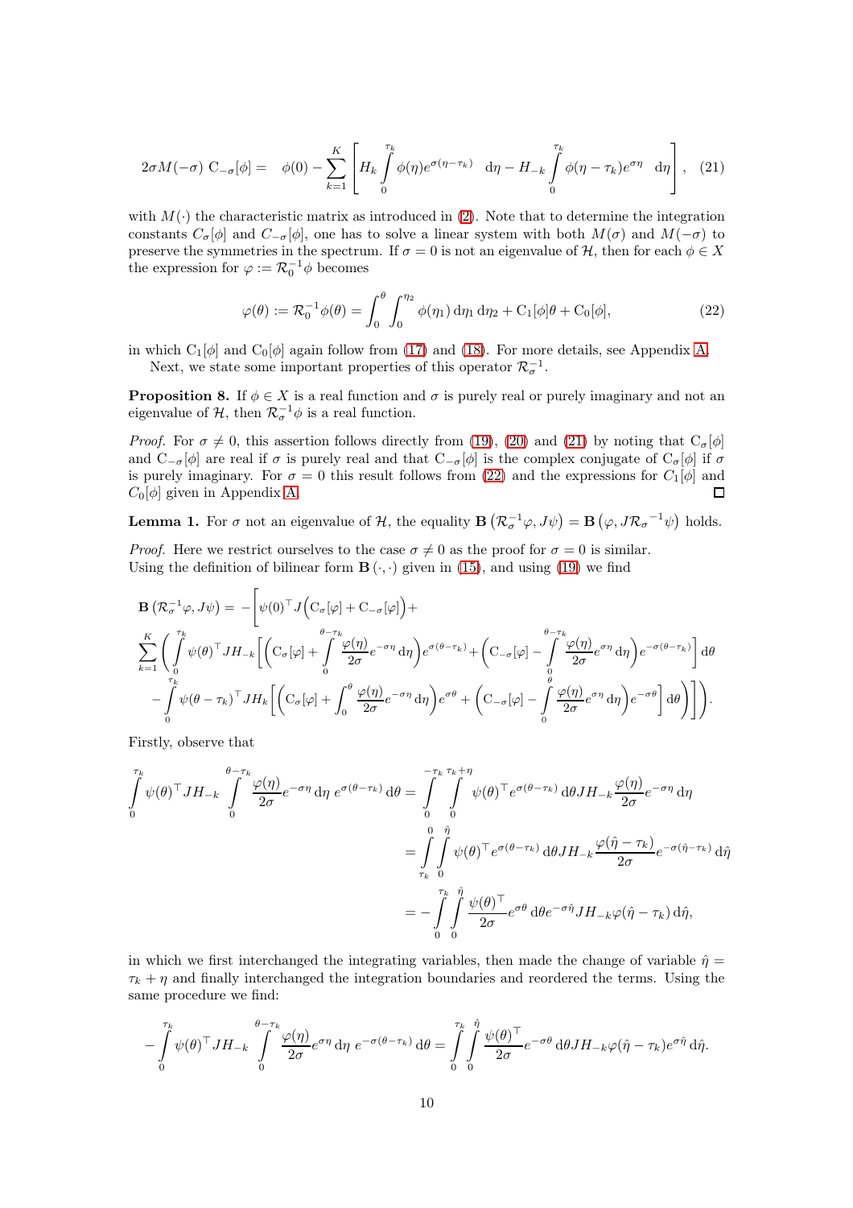$$2\sigma M(-\sigma)\ \mathrm{C}_{-\sigma}[\phi] = \quad \phi(0) - \sum_{k=1}^{K}\left[H_k \int_0^{\tau_k} \phi(\eta) e^{\sigma(\eta-\tau_k)} \quad \mathrm{d}\eta - H_{-k}\int_0^{\tau_k} \phi(\eta-\tau_k)e^{\sigma\eta} \quad \mathrm{d}\eta\right], \quad (21)$$

with $M(\cdot)$ the characteristic matrix as introduced in (2). Note that to determine the integration constants $C_\sigma[\phi]$ and $C_{-\sigma}[\phi]$, one has to solve a linear system with both $M(\sigma)$ and $M(-\sigma)$ to preserve the symmetries in the spectrum. If $\sigma = 0$ is not an eigenvalue of $\mathcal{H}$, then for each $\phi \in X$ the expression for $\varphi := \mathcal{R}_0^{-1}\phi$ becomes

$$\varphi(\theta) := \mathcal{R}_0^{-1}\phi(\theta) = \int_0^\theta \int_0^{\eta_2} \phi(\eta_1)\,\mathrm{d}\eta_1\,\mathrm{d}\eta_2 + \mathrm{C}_1[\phi]\theta + \mathrm{C}_0[\phi], \quad (22)$$

in which $\mathrm{C}_1[\phi]$ and $\mathrm{C}_0[\phi]$ again follow from (17) and (18). For more details, see Appendix A.

Next, we state some important properties of this operator $\mathcal{R}_\sigma^{-1}$.

**Proposition 8.** If $\phi \in X$ is a real function and $\sigma$ is purely real or purely imaginary and not an eigenvalue of $\mathcal{H}$, then $\mathcal{R}_\sigma^{-1}\phi$ is a real function.

*Proof.* For $\sigma \neq 0$, this assertion follows directly from (19), (20) and (21) by noting that $\mathrm{C}_\sigma[\phi]$ and $\mathrm{C}_{-\sigma}[\phi]$ are real if $\sigma$ is purely real and that $\mathrm{C}_{-\sigma}[\phi]$ is the complex conjugate of $\mathrm{C}_\sigma[\phi]$ if $\sigma$ is purely imaginary. For $\sigma = 0$ this result follows from (22) and the expressions for $C_1[\phi]$ and $C_0[\phi]$ given in Appendix A. ◻

**Lemma 1.** For $\sigma$ not an eigenvalue of $\mathcal{H}$, the equality $\mathbf{B}\left(\mathcal{R}_\sigma^{-1}\varphi, J\psi\right) = \mathbf{B}\left(\varphi, J{\mathcal{R}_\sigma}^{-1}\psi\right)$ holds.

*Proof.* Here we restrict ourselves to the case $\sigma \neq 0$ as the proof for $\sigma = 0$ is similar.
Using the definition of bilinear form $\mathbf{B}\left(\cdot,\cdot\right)$ given in (15), and using (19) we find

$$\begin{aligned}
&\mathbf{B}\left(\mathcal{R}_\sigma^{-1}\varphi, J\psi\right) = -\Bigg[\psi(0)^\top J\Big(\mathrm{C}_\sigma[\varphi] + \mathrm{C}_{-\sigma}[\varphi]\Big) + \\
&\sum_{k=1}^{K}\Bigg(\int_0^{\tau_k}\psi(\theta)^\top J H_{-k}\Bigg[\Big(\mathrm{C}_\sigma[\varphi] + \int_0^{\theta-\tau_k}\frac{\varphi(\eta)}{2\sigma}e^{-\sigma\eta}\,\mathrm{d}\eta\Big)e^{\sigma(\theta-\tau_k)} + \Big(\mathrm{C}_{-\sigma}[\varphi] - \int_0^{\theta-\tau_k}\frac{\varphi(\eta)}{2\sigma}e^{\sigma\eta}\,\mathrm{d}\eta\Big)e^{-\sigma(\theta-\tau_k)}\Bigg]\mathrm{d}\theta \\
&\quad - \int_0^{\tau_k}\psi(\theta-\tau_k)^\top J H_k\Bigg[\Big(\mathrm{C}_\sigma[\varphi] + \int_0^\theta\frac{\varphi(\eta)}{2\sigma}e^{-\sigma\eta}\,\mathrm{d}\eta\Big)e^{\sigma\theta} + \Big(\mathrm{C}_{-\sigma}[\varphi] - \int_0^\theta\frac{\varphi(\eta)}{2\sigma}e^{\sigma\eta}\,\mathrm{d}\eta\Big)e^{-\sigma\theta}\Bigg]\mathrm{d}\theta\Bigg)\Bigg].
\end{aligned}$$

Firstly, observe that

$$\begin{aligned}
\int_0^{\tau_k}\psi(\theta)^\top J H_{-k}\int_0^{\theta-\tau_k}\frac{\varphi(\eta)}{2\sigma}e^{-\sigma\eta}\,\mathrm{d}\eta\; e^{\sigma(\theta-\tau_k)}\,\mathrm{d}\theta &= \int_0^{-\tau_k}\int_0^{\tau_k+\eta}\psi(\theta)^\top e^{\sigma(\theta-\tau_k)}\,\mathrm{d}\theta J H_{-k}\frac{\varphi(\eta)}{2\sigma}e^{-\sigma\eta}\,\mathrm{d}\eta \\
&= \int_{\tau_k}^{0}\int_0^{\hat\eta}\psi(\theta)^\top e^{\sigma(\theta-\tau_k)}\,\mathrm{d}\theta J H_{-k}\frac{\varphi(\hat\eta-\tau_k)}{2\sigma}e^{-\sigma(\hat\eta-\tau_k)}\,\mathrm{d}\hat\eta \\
&= -\int_0^{\tau_k}\int_0^{\hat\eta}\frac{\psi(\theta)^\top}{2\sigma}e^{\sigma\theta}\,\mathrm{d}\theta e^{-\sigma\hat\eta} J H_{-k}\varphi(\hat\eta-\tau_k)\,\mathrm{d}\hat\eta,
\end{aligned}$$

in which we first interchanged the integrating variables, then made the change of variable $\hat\eta = \tau_k + \eta$ and finally interchanged the integration boundaries and reordered the terms. Using the same procedure we find:

$$-\int_0^{\tau_k}\psi(\theta)^\top J H_{-k}\int_0^{\theta-\tau_k}\frac{\varphi(\eta)}{2\sigma}e^{\sigma\eta}\,\mathrm{d}\eta\; e^{-\sigma(\theta-\tau_k)}\,\mathrm{d}\theta = \int_0^{\tau_k}\int_0^{\hat\eta}\frac{\psi(\theta)^\top}{2\sigma}e^{-\sigma\theta}\,\mathrm{d}\theta J H_{-k}\varphi(\hat\eta-\tau_k)e^{\sigma\hat\eta}\,\mathrm{d}\hat\eta.$$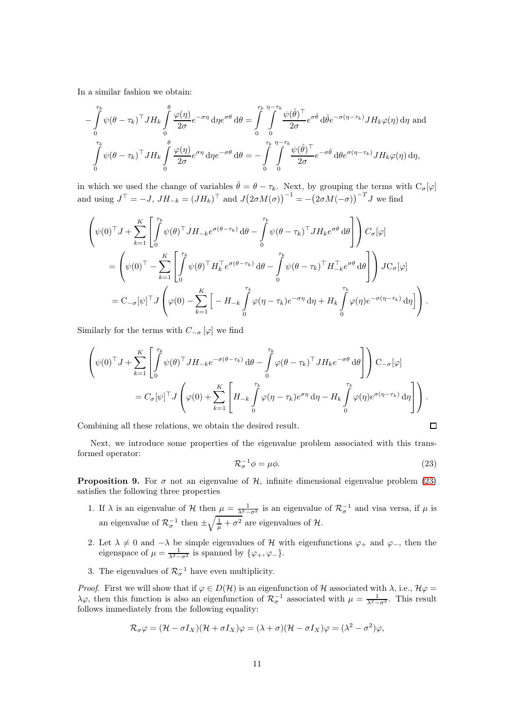In a similar fashion we obtain:

$$
-\int_0^{\tau_k} \psi(\theta-\tau_k)^\top J H_k \int_0^{\theta} \frac{\varphi(\eta)}{2\sigma} e^{-\sigma\eta}\,\mathrm{d}\eta e^{\sigma\theta}\,\mathrm{d}\theta = \int_0^{\tau_k}\int_0^{\eta-\tau_k} \frac{\psi(\hat{\theta})^\top}{2\sigma} e^{\sigma\hat{\theta}}\,\mathrm{d}\hat{\theta} e^{-\sigma(\eta-\tau_k)} J H_k \varphi(\eta)\,\mathrm{d}\eta \text{ and}
$$

$$
\int_0^{\tau_k} \psi(\theta-\tau_k)^\top J H_k \int_0^{\theta} \frac{\varphi(\eta)}{2\sigma} e^{\sigma\eta}\,\mathrm{d}\eta e^{-\sigma\theta}\,\mathrm{d}\theta = -\int_0^{\tau_k}\int_0^{\eta-\tau_k} \frac{\psi(\hat{\theta})^\top}{2\sigma} e^{-\sigma\hat{\theta}}\,\mathrm{d}\theta e^{\sigma(\eta-\tau_k)} J H_k \varphi(\eta)\,\mathrm{d}\eta,
$$

in which we used the change of variables $\hat{\theta} = \theta - \tau_k$. Next, by grouping the terms with $\mathrm{C}_\sigma[\varphi]$ and using $J^\top = -J$, $JH_{-k} = (JH_k)^\top$ and $J\big(2\sigma M(\sigma)\big)^{-1} = -\big(2\sigma M(-\sigma)\big)^{-T} J$ we find

$$
\begin{aligned}
&\left(\psi(0)^\top J + \sum_{k=1}^{K}\left[\int_0^{\tau_k} \psi(\theta)^\top J H_{-k} e^{\sigma(\theta-\tau_k)}\,\mathrm{d}\theta - \int_0^{\tau_k} \psi(\theta-\tau_k)^\top J H_k e^{\sigma\theta}\,\mathrm{d}\theta\right]\right) C_\sigma[\varphi] \\
&= \left(\psi(0)^\top - \sum_{k=1}^{K}\left[\int_0^{\tau_k} \psi(\theta)^\top H_k^\top e^{\sigma(\theta-\tau_k)}\,\mathrm{d}\theta - \int_0^{\tau_k} \psi(\theta-\tau_k)^\top H_{-k}^\top e^{\sigma\theta}\,\mathrm{d}\theta\right]\right) J\mathrm{C}_\sigma[\varphi] \\
&= \mathrm{C}_{-\sigma}[\psi]^\top J\left(\varphi(0) - \sum_{k=1}^{K}\Big[-H_{-k}\int_0^{\tau_k}\varphi(\eta-\tau_k)e^{-\sigma\eta}\,\mathrm{d}\eta + H_k\int_0^{\tau_k}\varphi(\eta)e^{-\sigma(\eta-\tau_k)}\,\mathrm{d}\eta\Big]\right).
\end{aligned}
$$

Similarly for the terms with $C_{-\sigma}[\varphi]$ we find

$$
\begin{aligned}
&\left(\psi(0)^\top J + \sum_{k=1}^{K}\left[\int_0^{\tau_k} \psi(\theta)^\top J H_{-k} e^{-\sigma(\theta-\tau_k)}\,\mathrm{d}\theta - \int_0^{\tau_k} \varphi(\theta-\tau_k)^\top J H_k e^{-\sigma\theta}\,\mathrm{d}\theta\right]\right) \mathrm{C}_{-\sigma}[\varphi] \\
&= C_\sigma[\psi]^\top J\left(\varphi(0) + \sum_{k=1}^{K}\left[H_{-k}\int_0^{\tau_k}\varphi(\eta-\tau_k)e^{\sigma\eta}\,\mathrm{d}\eta - H_k\int_0^{\tau_k}\varphi(\eta)e^{\sigma(\eta-\tau_k)}\,\mathrm{d}\eta\right]\right).
\end{aligned}
$$

Combining all these relations, we obtain the desired result. □

Next, we introduce some properties of the eigenvalue problem associated with this transformed operator:

$$
\mathcal{R}_\sigma^{-1}\phi = \mu\phi. \tag{23}
$$

**Proposition 9.** For $\sigma$ not an eigenvalue of $\mathcal{H}$, infinite dimensional eigenvalue problem (23) satisfies the following three properties

1. If $\lambda$ is an eigenvalue of $\mathcal{H}$ then $\mu = \frac{1}{\lambda^2-\sigma^2}$ is an eigenvalue of $\mathcal{R}_\sigma^{-1}$ and visa versa, if $\mu$ is an eigenvalue of $\mathcal{R}_\sigma^{-1}$ then $\pm\sqrt{\frac{1}{\mu}+\sigma^2}$ are eigenvalues of $\mathcal{H}$.
2. Let $\lambda \neq 0$ and $-\lambda$ be simple eigenvalues of $\mathcal{H}$ with eigenfunctions $\varphi_+$ and $\varphi_-$, then the eigenspace of $\mu = \frac{1}{\lambda^2-\sigma^2}$ is spanned by $\{\varphi_+, \varphi_-\}$.
3. The eigenvalues of $\mathcal{R}_\sigma^{-1}$ have even multiplicity.

*Proof.* First we will show that if $\varphi \in D(\mathcal{H})$ is an eigenfunction of $\mathcal{H}$ associated with $\lambda$, i.e., $\mathcal{H}\varphi = \lambda\varphi$, then this function is also an eigenfunction of $\mathcal{R}_\sigma^{-1}$ associated with $\mu = \frac{1}{\lambda^2-\sigma^2}$. This result follows immediately from the following equality:

$$
\mathcal{R}_\sigma\varphi = (\mathcal{H}-\sigma I_X)(\mathcal{H}+\sigma I_X)\varphi = (\lambda+\sigma)(\mathcal{H}-\sigma I_X)\varphi = (\lambda^2-\sigma^2)\varphi,
$$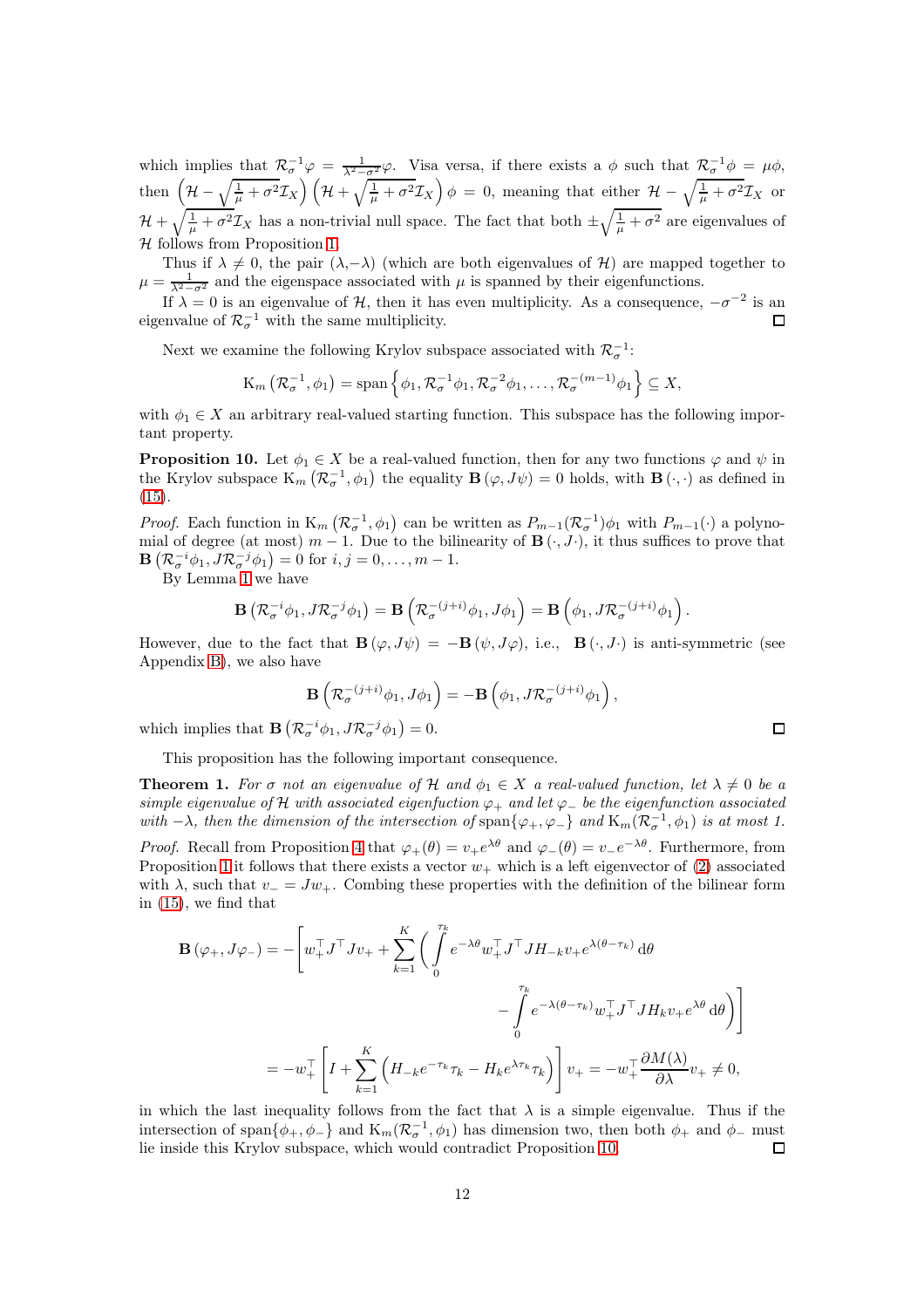which implies that $\mathcal{R}_\sigma^{-1}\varphi = \frac{1}{\lambda^2-\sigma^2}\varphi$. Visa versa, if there exists a $\phi$ such that $\mathcal{R}_\sigma^{-1}\phi = \mu\phi$, then $\left(\mathcal{H} - \sqrt{\frac{1}{\mu}+\sigma^2}\mathcal{I}_X\right)\left(\mathcal{H} + \sqrt{\frac{1}{\mu}+\sigma^2}\mathcal{I}_X\right)\phi = 0$, meaning that either $\mathcal{H} - \sqrt{\frac{1}{\mu}+\sigma^2}\mathcal{I}_X$ or $\mathcal{H} + \sqrt{\frac{1}{\mu}+\sigma^2}\mathcal{I}_X$ has a non-trivial null space. The fact that both $\pm\sqrt{\frac{1}{\mu}+\sigma^2}$ are eigenvalues of $\mathcal{H}$ follows from Proposition 1.

Thus if $\lambda \neq 0$, the pair $(\lambda,-\lambda)$ (which are both eigenvalues of $\mathcal{H}$) are mapped together to $\mu = \frac{1}{\lambda^2-\sigma^2}$ and the eigenspace associated with $\mu$ is spanned by their eigenfunctions.

If $\lambda = 0$ is an eigenvalue of $\mathcal{H}$, then it has even multiplicity. As a consequence, $-\sigma^{-2}$ is an eigenvalue of $\mathcal{R}_\sigma^{-1}$ with the same multiplicity. □

Next we examine the following Krylov subspace associated with $\mathcal{R}_\sigma^{-1}$:

$$\mathrm{K}_m\left(\mathcal{R}_\sigma^{-1},\phi_1\right) = \mathrm{span}\left\{\phi_1, \mathcal{R}_\sigma^{-1}\phi_1, \mathcal{R}_\sigma^{-2}\phi_1, \ldots, \mathcal{R}_\sigma^{-(m-1)}\phi_1\right\} \subseteq X,$$

with $\phi_1 \in X$ an arbitrary real-valued starting function. This subspace has the following important property.

**Proposition 10.** *Let $\phi_1 \in X$ be a real-valued function, then for any two functions $\varphi$ and $\psi$ in the Krylov subspace $\mathrm{K}_m\left(\mathcal{R}_\sigma^{-1},\phi_1\right)$ the equality $\mathbf{B}\left(\varphi, J\psi\right) = 0$ holds, with $\mathbf{B}\left(\cdot,\cdot\right)$ as defined in (15).*

*Proof.* Each function in $\mathrm{K}_m\left(\mathcal{R}_\sigma^{-1},\phi_1\right)$ can be written as $P_{m-1}(\mathcal{R}_\sigma^{-1})\phi_1$ with $P_{m-1}(\cdot)$ a polynomial of degree (at most) $m-1$. Due to the bilinearity of $\mathbf{B}\left(\cdot, J\cdot\right)$, it thus suffices to prove that $\mathbf{B}\left(\mathcal{R}_\sigma^{-i}\phi_1, J\mathcal{R}_\sigma^{-j}\phi_1\right) = 0$ for $i,j = 0,\ldots,m-1$.

By Lemma 1 we have

$$\mathbf{B}\left(\mathcal{R}_\sigma^{-i}\phi_1, J\mathcal{R}_\sigma^{-j}\phi_1\right) = \mathbf{B}\left(\mathcal{R}_\sigma^{-(j+i)}\phi_1, J\phi_1\right) = \mathbf{B}\left(\phi_1, J\mathcal{R}_\sigma^{-(j+i)}\phi_1\right).$$

However, due to the fact that $\mathbf{B}\left(\varphi, J\psi\right) = -\mathbf{B}\left(\psi, J\varphi\right)$, i.e., $\mathbf{B}\left(\cdot, J\cdot\right)$ is anti-symmetric (see Appendix B), we also have

$$\mathbf{B}\left(\mathcal{R}_\sigma^{-(j+i)}\phi_1, J\phi_1\right) = -\mathbf{B}\left(\phi_1, J\mathcal{R}_\sigma^{-(j+i)}\phi_1\right),$$

which implies that $\mathbf{B}\left(\mathcal{R}_\sigma^{-i}\phi_1, J\mathcal{R}_\sigma^{-j}\phi_1\right) = 0$. □

This proposition has the following important consequence.

**Theorem 1.** *For $\sigma$ not an eigenvalue of $\mathcal{H}$ and $\phi_1 \in X$ a real-valued function, let $\lambda \neq 0$ be a simple eigenvalue of $\mathcal{H}$ with associated eigenfuction $\varphi_+$ and let $\varphi_-$ be the eigenfunction associated with $-\lambda$, then the dimension of the intersection of* $\mathrm{span}\{\varphi_+,\varphi_-\}$ *and* $\mathrm{K}_m(\mathcal{R}_\sigma^{-1},\phi_1)$ *is at most 1.*

*Proof.* Recall from Proposition 4 that $\varphi_+(\theta) = v_+e^{\lambda\theta}$ and $\varphi_-(\theta) = v_-e^{-\lambda\theta}$. Furthermore, from Proposition 1 it follows that there exists a vector $w_+$ which is a left eigenvector of (2) associated with $\lambda$, such that $v_- = Jw_+$. Combing these properties with the definition of the bilinear form in (15), we find that

$$\begin{aligned}
\mathbf{B}\left(\varphi_+, J\varphi_-\right) = -\Bigg[ w_+^\top J^\top J v_+ + \sum_{k=1}^{K}\Bigg( \int_0^{\tau_k} e^{-\lambda\theta} w_+^\top J^\top J H_{-k} v_+ e^{\lambda(\theta-\tau_k)}\,\mathrm{d}\theta \\
- \int_0^{\tau_k} e^{-\lambda(\theta-\tau_k)} w_+^\top J^\top J H_k v_+ e^{\lambda\theta}\,\mathrm{d}\theta \Bigg)\Bigg] \\
= -w_+^\top\left[I + \sum_{k=1}^{K}\left(H_{-k}e^{-\tau_k}\tau_k - H_k e^{\lambda\tau_k}\tau_k\right)\right]v_+ = -w_+^\top \frac{\partial M(\lambda)}{\partial\lambda} v_+ \neq 0,
\end{aligned}$$

in which the last inequality follows from the fact that $\lambda$ is a simple eigenvalue. Thus if the intersection of $\mathrm{span}\{\phi_+,\phi_-\}$ and $\mathrm{K}_m(\mathcal{R}_\sigma^{-1},\phi_1)$ has dimension two, then both $\phi_+$ and $\phi_-$ must lie inside this Krylov subspace, which would contradict Proposition 10. □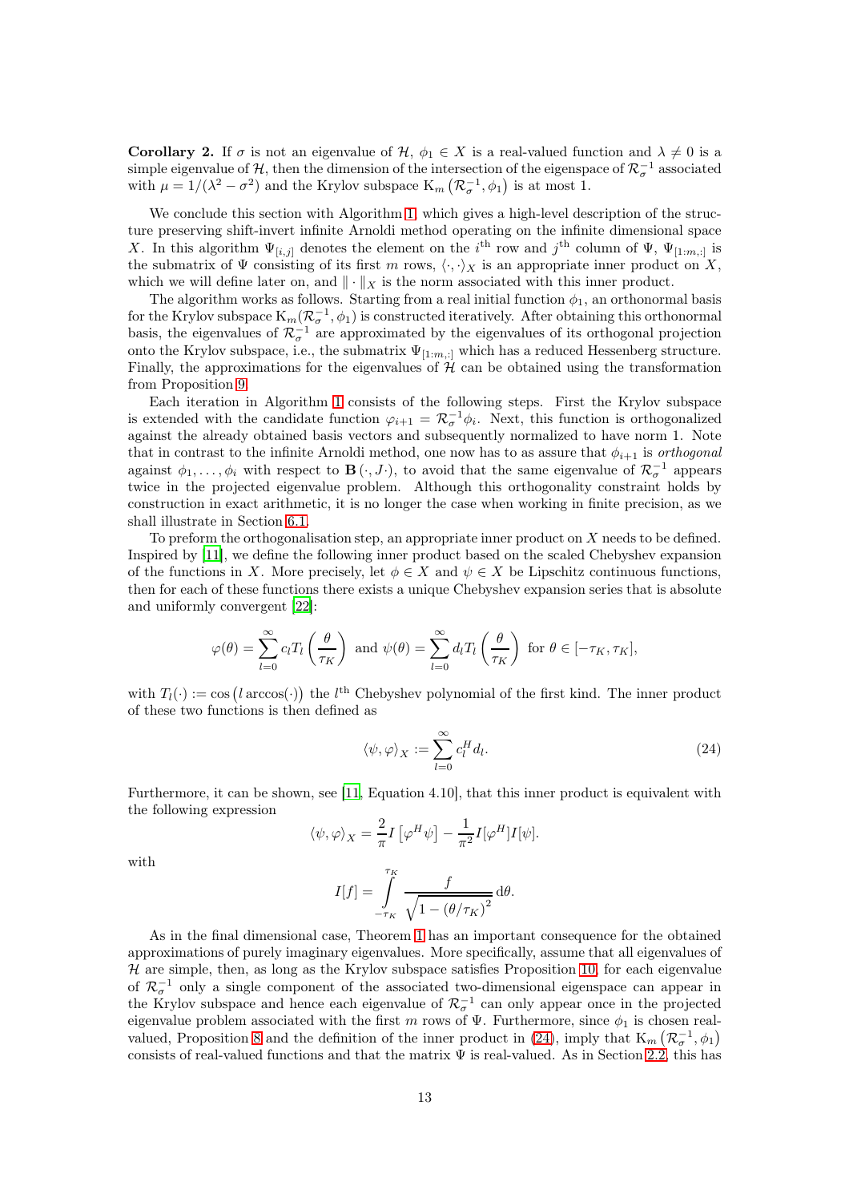**Corollary 2.** If $\sigma$ is not an eigenvalue of $\mathcal{H}$, $\phi_1 \in X$ is a real-valued function and $\lambda \neq 0$ is a simple eigenvalue of $\mathcal{H}$, then the dimension of the intersection of the eigenspace of $\mathcal{R}_\sigma^{-1}$ associated with $\mu = 1/(\lambda^2 - \sigma^2)$ and the Krylov subspace $\mathrm{K}_m\left(\mathcal{R}_\sigma^{-1}, \phi_1\right)$ is at most 1.

We conclude this section with Algorithm 1, which gives a high-level description of the structure preserving shift-invert infinite Arnoldi method operating on the infinite dimensional space $X$. In this algorithm $\Psi_{[i,j]}$ denotes the element on the $i^{\text{th}}$ row and $j^{\text{th}}$ column of $\Psi$, $\Psi_{[1:m,:]}$ is the submatrix of $\Psi$ consisting of its first $m$ rows, $\langle\cdot,\cdot\rangle_X$ is an appropriate inner product on $X$, which we will define later on, and $\|\cdot\|_X$ is the norm associated with this inner product.

The algorithm works as follows. Starting from a real initial function $\phi_1$, an orthonormal basis for the Krylov subspace $\mathrm{K}_m(\mathcal{R}_\sigma^{-1}, \phi_1)$ is constructed iteratively. After obtaining this orthonormal basis, the eigenvalues of $\mathcal{R}_\sigma^{-1}$ are approximated by the eigenvalues of its orthogonal projection onto the Krylov subspace, i.e., the submatrix $\Psi_{[1:m,:]}$ which has a reduced Hessenberg structure. Finally, the approximations for the eigenvalues of $\mathcal{H}$ can be obtained using the transformation from Proposition 9.

Each iteration in Algorithm 1 consists of the following steps. First the Krylov subspace is extended with the candidate function $\varphi_{i+1} = \mathcal{R}_\sigma^{-1}\phi_i$. Next, this function is orthogonalized against the already obtained basis vectors and subsequently normalized to have norm 1. Note that in contrast to the infinite Arnoldi method, one now has to to assure that $\phi_{i+1}$ is *orthogonal* against $\phi_1, \ldots, \phi_i$ with respect to $\mathbf{B}\left(\cdot, J\cdot\right)$, to avoid that the same eigenvalue of $\mathcal{R}_\sigma^{-1}$ appears twice in the projected eigenvalue problem. Although this orthogonality constraint holds by construction in exact arithmetic, it is no longer the case when working in finite precision, as we shall illustrate in Section 6.1.

To preform the orthogonalisation step, an appropriate inner product on $X$ needs to be defined. Inspired by [11], we define the following inner product based on the scaled Chebyshev expansion of the functions in $X$. More precisely, let $\phi \in X$ and $\psi \in X$ be Lipschitz continuous functions, then for each of these functions there exists a unique Chebyshev expansion series that is absolute and uniformly convergent [22]:

$$\varphi(\theta) = \sum_{l=0}^{\infty} c_l T_l\left(\frac{\theta}{\tau_K}\right) \text{ and } \psi(\theta) = \sum_{l=0}^{\infty} d_l T_l\left(\frac{\theta}{\tau_K}\right) \text{ for } \theta \in [-\tau_K, \tau_K],$$

with $T_l(\cdot) := \cos\left(l \arccos(\cdot)\right)$ the $l^{\text{th}}$ Chebyshev polynomial of the first kind. The inner product of these two functions is then defined as

$$\langle \psi, \varphi \rangle_X := \sum_{l=0}^{\infty} c_l^H d_l. \tag{24}$$

Furthermore, it can be shown, see [11, Equation 4.10], that this inner product is equivalent with the following expression

$$\langle \psi, \varphi \rangle_X = \frac{2}{\pi} I\left[\varphi^H \psi\right] - \frac{1}{\pi^2} I[\varphi^H] I[\psi].$$

with

$$I[f] = \int_{-\tau_K}^{\tau_K} \frac{f}{\sqrt{1 - (\theta/\tau_K)^2}} \,\mathrm{d}\theta.$$

As in the final dimensional case, Theorem 1 has an important consequence for the obtained approximations of purely imaginary eigenvalues. More specifically, assume that all eigenvalues of $\mathcal{H}$ are simple, then, as long as the Krylov subspace satisfies Proposition 10, for each eigenvalue of $\mathcal{R}_\sigma^{-1}$ only a single component of the associated two-dimensional eigenspace can appear in the Krylov subspace and hence each eigenvalue of $\mathcal{R}_\sigma^{-1}$ can only appear once in the projected eigenvalue problem associated with the first $m$ rows of $\Psi$. Furthermore, since $\phi_1$ is chosen real-valued, Proposition 8 and the definition of the inner product in (24), imply that $\mathrm{K}_m\left(\mathcal{R}_\sigma^{-1}, \phi_1\right)$ consists of real-valued functions and that the matrix $\Psi$ is real-valued. As in Section 2.2, this has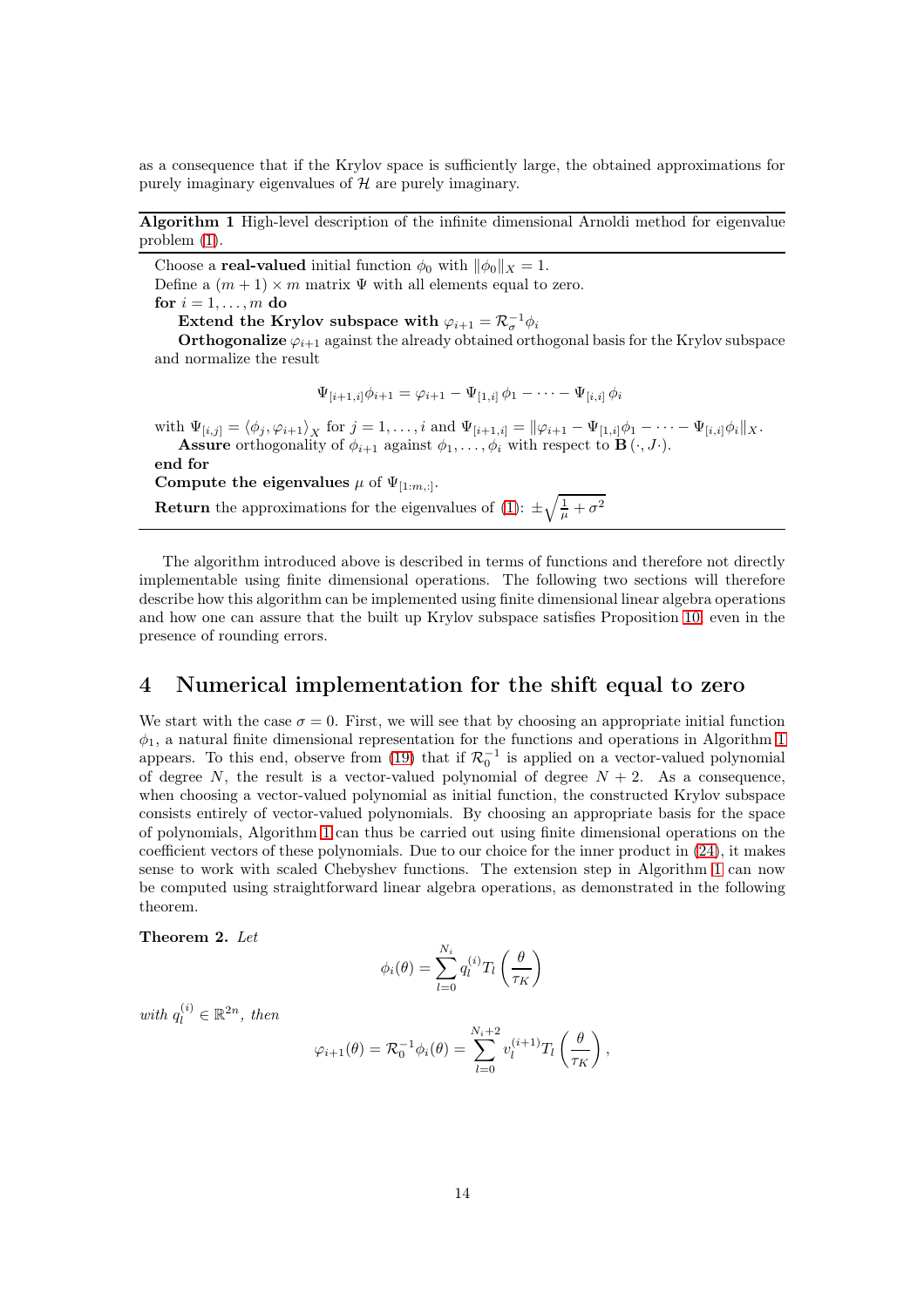as a consequence that if the Krylov space is sufficiently large, the obtained approximations for purely imaginary eigenvalues of $\mathcal{H}$ are purely imaginary.

---

**Algorithm 1** High-level description of the infinite dimensional Arnoldi method for eigenvalue problem (1).

---

Choose a **real-valued** initial function $\phi_0$ with $\|\phi_0\|_X = 1$.
Define a $(m+1) \times m$ matrix $\Psi$ with all elements equal to zero.
**for** $i = 1, \ldots, m$ **do**
  **Extend the Krylov subspace with** $\varphi_{i+1} = \mathcal{R}_\sigma^{-1}\phi_i$
  **Orthogonalize** $\varphi_{i+1}$ against the already obtained orthogonal basis for the Krylov subspace and normalize the result

$$\Psi_{[i+1,i]}\phi_{i+1} = \varphi_{i+1} - \Psi_{[1,i]}\,\phi_1 - \cdots - \Psi_{[i,i]}\,\phi_i$$

with $\Psi_{[i,j]} = \langle \phi_j, \varphi_{i+1}\rangle_X$ for $j = 1, \ldots, i$ and $\Psi_{[i+1,i]} = \|\varphi_{i+1} - \Psi_{[1,i]}\phi_1 - \cdots - \Psi_{[i,i]}\phi_i\|_X$.
  **Assure** orthogonality of $\phi_{i+1}$ against $\phi_1, \ldots, \phi_i$ with respect to $\mathbf{B}\left(\cdot, J\cdot\right)$.
**end for**
**Compute the eigenvalues** $\mu$ of $\Psi_{[1:m,:]}$.
**Return** the approximations for the eigenvalues of (1): $\pm\sqrt{\frac{1}{\mu} + \sigma^2}$

---

The algorithm introduced above is described in terms of functions and therefore not directly implementable using finite dimensional operations. The following two sections will therefore describe how this algorithm can be implemented using finite dimensional linear algebra operations and how one can assure that the built up Krylov subspace satisfies Proposition 10, even in the presence of rounding errors.

## 4 Numerical implementation for the shift equal to zero

We start with the case $\sigma = 0$. First, we will see that by choosing an appropriate initial function $\phi_1$, a natural finite dimensional representation for the functions and operations in Algorithm 1 appears. To this end, observe from (19) that if $\mathcal{R}_0^{-1}$ is applied on a vector-valued polynomial of degree $N$, the result is a vector-valued polynomial of degree $N+2$. As a consequence, when choosing a vector-valued polynomial as initial function, the constructed Krylov subspace consists entirely of vector-valued polynomials. By choosing an appropriate basis for the space of polynomials, Algorithm 1 can thus be carried out using finite dimensional operations on the coefficient vectors of these polynomials. Due to our choice for the inner product in (24), it makes sense to work with scaled Chebyshev functions. The extension step in Algorithm 1 can now be computed using straightforward linear algebra operations, as demonstrated in the following theorem.

**Theorem 2.** *Let*

$$\phi_i(\theta) = \sum_{l=0}^{N_i} q_l^{(i)} T_l\left(\frac{\theta}{\tau_K}\right)$$

*with* $q_l^{(i)} \in \mathbb{R}^{2n}$*, then*

$$\varphi_{i+1}(\theta) = \mathcal{R}_0^{-1}\phi_i(\theta) = \sum_{l=0}^{N_i+2} v_l^{(i+1)} T_l\left(\frac{\theta}{\tau_K}\right),$$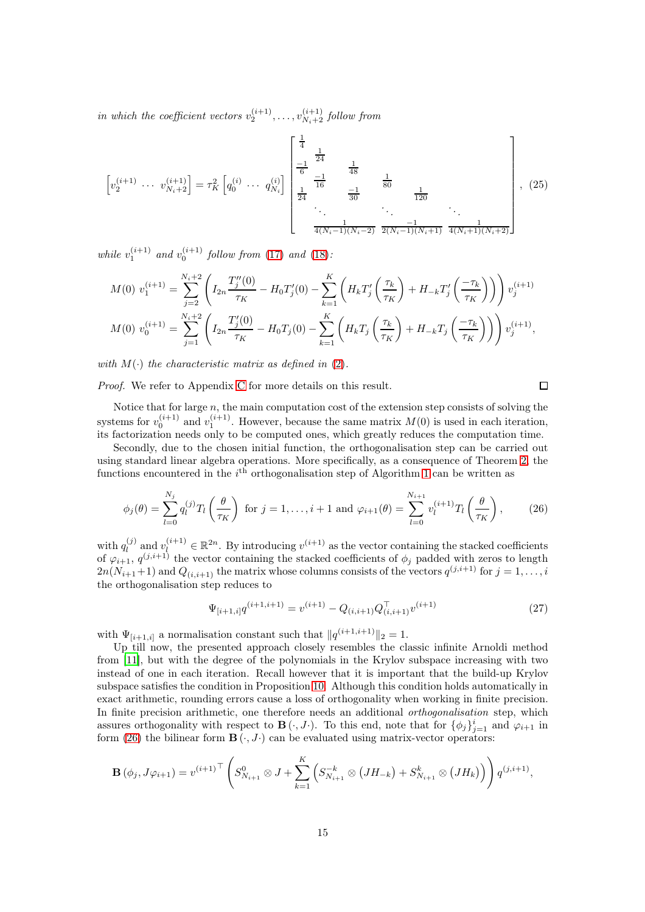*in which the coefficient vectors* $v_2^{(i+1)}, \ldots, v_{N_i+2}^{(i+1)}$ *follow from*

$$
\begin{bmatrix} v_2^{(i+1)} & \cdots & v_{N_i+2}^{(i+1)} \end{bmatrix} = \tau_K^2 \begin{bmatrix} q_0^{(i)} & \cdots & q_{N_i}^{(i)} \end{bmatrix}
\begin{bmatrix}
\frac{1}{4} & & & & & & \\
 & \frac{1}{24} & & & & & \\
\frac{-1}{6} & & \frac{1}{48} & & & & \\
 & \frac{-1}{16} & & \frac{1}{80} & & & \\
\frac{1}{24} & & \frac{-1}{30} & & \frac{1}{120} & & \\
 & \ddots & & \ddots & & \ddots & \\
 & & \frac{1}{4(N_i-1)(N_i-2)} & & \frac{-1}{2(N_i-1)(N_i+1)} & & \frac{1}{4(N_i+1)(N_i+2)}
\end{bmatrix}, \quad (25)
$$

*while* $v_1^{(i+1)}$ *and* $v_0^{(i+1)}$ *follow from* (17) *and* (18):

$$
M(0)\ v_1^{(i+1)} = \sum_{j=2}^{N_i+2} \left( I_{2n} \frac{T_j''(0)}{\tau_K} - H_0 T_j'(0) - \sum_{k=1}^{K} \left( H_k T_j'\left(\frac{\tau_k}{\tau_K}\right) + H_{-k} T_j'\left(\frac{-\tau_k}{\tau_K}\right) \right) \right) v_j^{(i+1)}
$$

$$
M(0)\ v_0^{(i+1)} = \sum_{j=1}^{N_i+2} \left( I_{2n} \frac{T_j'(0)}{\tau_K} - H_0 T_j(0) - \sum_{k=1}^{K} \left( H_k T_j\left(\frac{\tau_k}{\tau_K}\right) + H_{-k} T_j\left(\frac{-\tau_k}{\tau_K}\right) \right) \right) v_j^{(i+1)},
$$

*with* $M(\cdot)$ *the characteristic matrix as defined in* (2).

*Proof.* We refer to Appendix C for more details on this result. □

Notice that for large $n$, the main computation cost of the extension step consists of solving the systems for $v_0^{(i+1)}$ and $v_1^{(i+1)}$. However, because the same matrix $M(0)$ is used in each iteration, its factorization needs only to be computed ones, which greatly reduces the computation time.

Secondly, due to the chosen initial function, the orthogonalisation step can be carried out using standard linear algebra operations. More specifically, as a consequence of Theorem 2, the functions encountered in the $i^{\text{th}}$ orthogonalisation step of Algorithm 1 can be written as

$$
\phi_j(\theta) = \sum_{l=0}^{N_j} q_l^{(j)} T_l\left(\frac{\theta}{\tau_K}\right) \text{ for } j = 1, \ldots, i+1 \text{ and } \varphi_{i+1}(\theta) = \sum_{l=0}^{N_{i+1}} v_l^{(i+1)} T_l\left(\frac{\theta}{\tau_K}\right), \quad (26)
$$

with $q_l^{(j)}$ and $v_l^{(i+1)} \in \mathbb{R}^{2n}$. By introducing $v^{(i+1)}$ as the vector containing the stacked coefficients of $\varphi_{i+1}$, $q^{(j,i+1)}$ the vector containing the stacked coefficients of $\phi_j$ padded with zeros to length $2n(N_{i+1}+1)$ and $Q_{(i,i+1)}$ the matrix whose columns consists of the vectors $q^{(j,i+1)}$ for $j = 1, \ldots, i$ the orthogonalisation step reduces to

$$
\Psi_{[i+1,i]} q^{(i+1,i+1)} = v^{(i+1)} - Q_{(i,i+1)} Q_{(i,i+1)}^\top v^{(i+1)} \quad (27)
$$

with $\Psi_{[i+1,i]}$ a normalisation constant such that $\|q^{(i+1,i+1)}\|_2 = 1$.

Up till now, the presented approach closely resembles the classic infinite Arnoldi method from [11], but with the degree of the polynomials in the Krylov subspace increasing with two instead of one in each iteration. Recall however that it is important that the build-up Krylov subspace satisfies the condition in Proposition 10. Although this condition holds automatically in exact arithmetic, rounding errors cause a loss of orthogonality when working in finite precision. In finite precision arithmetic, one therefore needs an additional *orthogonalisation* step, which assures orthogonality with respect to $\mathbf{B}(\cdot, J\cdot)$. To this end, note that for $\{\phi_j\}_{j=1}^{i}$ and $\varphi_{i+1}$ in form (26) the bilinear form $\mathbf{B}(\cdot, J\cdot)$ can be evaluated using matrix-vector operators:

$$
\mathbf{B}(\phi_j, J\varphi_{i+1}) = v^{(i+1)^\top} \left( S_{N_{i+1}}^{0} \otimes J + \sum_{k=1}^{K} \left( S_{N_{i+1}}^{-k} \otimes (JH_{-k}) + S_{N_{i+1}}^{k} \otimes (JH_k) \right) \right) q^{(j,i+1)},
$$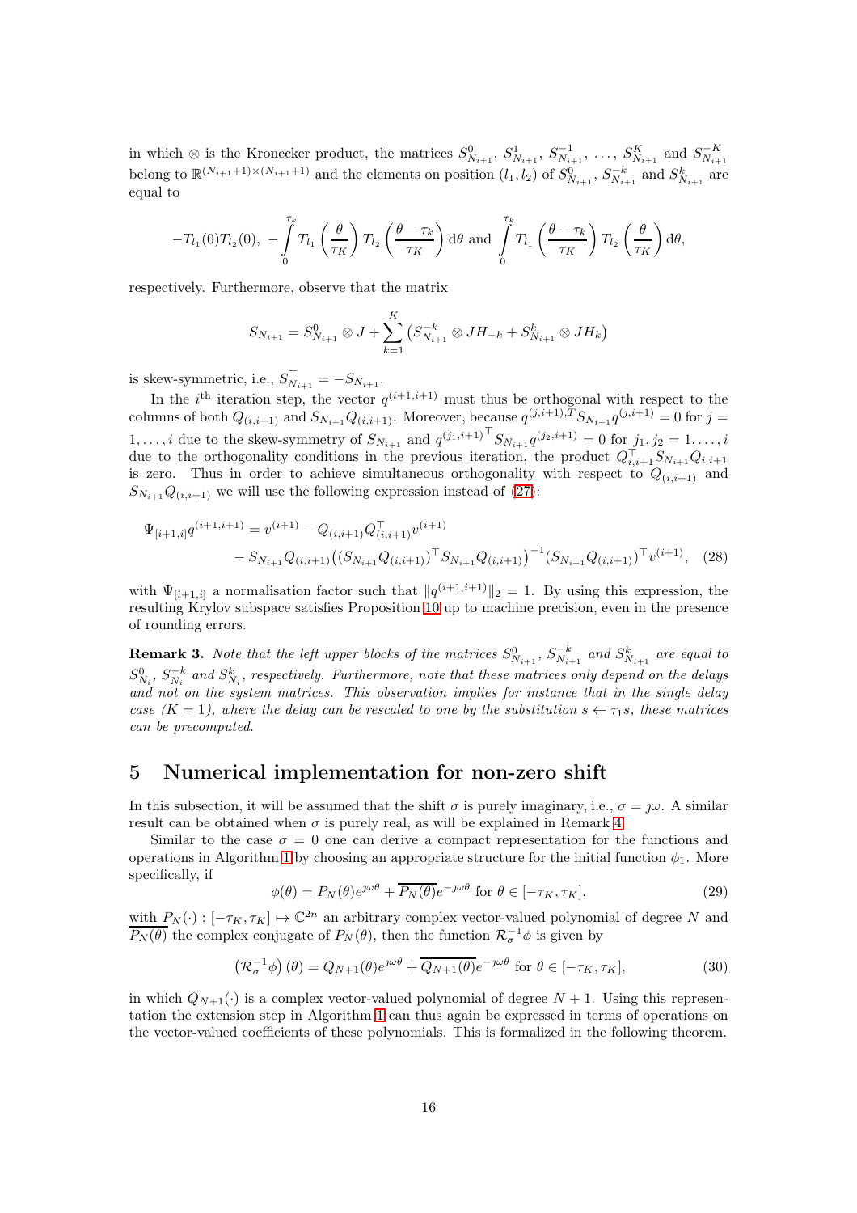in which $\otimes$ is the Kronecker product, the matrices $S^0_{N_{i+1}}$, $S^1_{N_{i+1}}$, $S^{-1}_{N_{i+1}}$, ..., $S^K_{N_{i+1}}$ and $S^{-K}_{N_{i+1}}$ belong to $\mathbb{R}^{(N_{i+1}+1)\times(N_{i+1}+1)}$ and the elements on position $(l_1, l_2)$ of $S^0_{N_{i+1}}$, $S^{-k}_{N_{i+1}}$ and $S^k_{N_{i+1}}$ are equal to

$$-T_{l_1}(0)T_{l_2}(0),\ -\int_0^{\tau_k} T_{l_1}\left(\frac{\theta}{\tau_K}\right) T_{l_2}\left(\frac{\theta-\tau_k}{\tau_K}\right) \mathrm{d}\theta \text{ and } \int_0^{\tau_k} T_{l_1}\left(\frac{\theta-\tau_k}{\tau_K}\right) T_{l_2}\left(\frac{\theta}{\tau_K}\right) \mathrm{d}\theta,$$

respectively. Furthermore, observe that the matrix

$$S_{N_{i+1}} = S^0_{N_{i+1}} \otimes J + \sum_{k=1}^{K} \left( S^{-k}_{N_{i+1}} \otimes JH_{-k} + S^k_{N_{i+1}} \otimes JH_k \right)$$

is skew-symmetric, i.e., $S^\top_{N_{i+1}} = -S_{N_{i+1}}$.

In the $i^{\text{th}}$ iteration step, the vector $q^{(i+1,i+1)}$ must thus be orthogonal with respect to the columns of both $Q_{(i,i+1)}$ and $S_{N_{i+1}} Q_{(i,i+1)}$. Moreover, because $q^{(j,i+1),T} S_{N_{i+1}} q^{(j,i+1)} = 0$ for $j = 1, \ldots, i$ due to the skew-symmetry of $S_{N_{i+1}}$ and $q^{(j_1,i+1)^\top} S_{N_{i+1}} q^{(j_2,i+1)} = 0$ for $j_1, j_2 = 1, \ldots, i$ due to the orthogonality conditions in the previous iteration, the product $Q^\top_{i,i+1} S_{N_{i+1}} Q_{i,i+1}$ is zero. Thus in order to achieve simultaneous orthogonality with respect to $Q_{(i,i+1)}$ and $S_{N_{i+1}} Q_{(i,i+1)}$ we will use the following expression instead of (27):

$$\begin{aligned}\Psi_{[i+1,i]} q^{(i+1,i+1)} = {} & v^{(i+1)} - Q_{(i,i+1)} Q^\top_{(i,i+1)} v^{(i+1)} \\ & - S_{N_{i+1}} Q_{(i,i+1)} \big( (S_{N_{i+1}} Q_{(i,i+1)})^\top S_{N_{i+1}} Q_{(i,i+1)} \big)^{-1} (S_{N_{i+1}} Q_{(i,i+1)})^\top v^{(i+1)}, \quad (28)\end{aligned}$$

with $\Psi_{[i+1,i]}$ a normalisation factor such that $\|q^{(i+1,i+1)}\|_2 = 1$. By using this expression, the resulting Krylov subspace satisfies Proposition 10 up to machine precision, even in the presence of rounding errors.

**Remark 3.** *Note that the left upper blocks of the matrices $S^0_{N_{i+1}}$, $S^{-k}_{N_{i+1}}$ and $S^k_{N_{i+1}}$ are equal to $S^0_{N_i}$, $S^{-k}_{N_i}$ and $S^k_{N_i}$, respectively. Furthermore, note that these matrices only depend on the delays and not on the system matrices. This observation implies for instance that in the single delay case ($K = 1$), where the delay can be rescaled to one by the substitution $s \leftarrow \tau_1 s$, these matrices can be precomputed.*

# 5 Numerical implementation for non-zero shift

In this subsection, it will be assumed that the shift $\sigma$ is purely imaginary, i.e., $\sigma = \jmath\omega$. A similar result can be obtained when $\sigma$ is purely real, as will be explained in Remark 4.

Similar to the case $\sigma = 0$ one can derive a compact representation for the functions and operations in Algorithm 1 by choosing an appropriate structure for the initial function $\phi_1$. More specifically, if

$$\phi(\theta) = P_N(\theta) e^{\jmath\omega\theta} + \overline{P_N(\theta)} e^{-\jmath\omega\theta} \text{ for } \theta \in [-\tau_K, \tau_K], \tag{29}$$

with $P_N(\cdot) : [-\tau_K, \tau_K] \mapsto \mathbb{C}^{2n}$ an arbitrary complex vector-valued polynomial of degree $N$ and $\overline{P_N(\theta)}$ the complex conjugate of $P_N(\theta)$, then the function $\mathcal{R}^{-1}_\sigma \phi$ is given by

$$\left(\mathcal{R}^{-1}_\sigma \phi\right)(\theta) = Q_{N+1}(\theta) e^{\jmath\omega\theta} + \overline{Q_{N+1}(\theta)} e^{-\jmath\omega\theta} \text{ for } \theta \in [-\tau_K, \tau_K], \tag{30}$$

in which $Q_{N+1}(\cdot)$ is a complex vector-valued polynomial of degree $N+1$. Using this representation the extension step in Algorithm 1 can thus again be expressed in terms of operations on the vector-valued coefficients of these polynomials. This is formalized in the following theorem.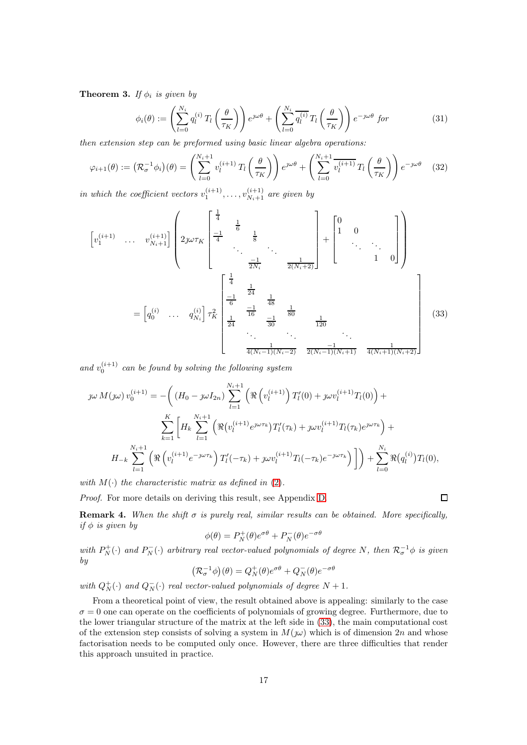**Theorem 3.** *If $\phi_i$ is given by*

$$\phi_i(\theta) := \left(\sum_{l=0}^{N_i} q_l^{(i)}\, T_l\left(\frac{\theta}{\tau_K}\right)\right) e^{\jmath\omega\theta} + \left(\sum_{l=0}^{N_i} \overline{q_l^{(i)}}\, T_l\left(\frac{\theta}{\tau_K}\right)\right) e^{-\jmath\omega\theta} \text{ for} \tag{31}$$

*then extension step can be preformed using basic linear algebra operations:*

$$\varphi_{i+1}(\theta) := \left(\mathcal{R}_\sigma^{-1}\phi_i\right)(\theta) = \left(\sum_{l=0}^{N_i+1} v_l^{(i+1)}\, T_l\left(\frac{\theta}{\tau_K}\right)\right) e^{\jmath\omega\theta} + \left(\sum_{l=0}^{N_i+1} \overline{v_l^{(i+1)}}\, T_l\left(\frac{\theta}{\tau_K}\right)\right) e^{-\jmath\omega\theta} \tag{32}$$

*in which the coefficient vectors $v_1^{(i+1)},\ldots,v_{N_i+1}^{(i+1)}$ are given by*

$$\begin{bmatrix} v_1^{(i+1)} & \ldots & v_{N_i+1}^{(i+1)} \end{bmatrix} \left( 2\jmath\omega\tau_K \begin{bmatrix} \frac{1}{4} & & & & \\ & \frac{1}{6} & & & \\ \frac{-1}{4} & & \frac{1}{8} & & \\ & \ddots & & \ddots & \\ & & \frac{-1}{2N_i} & & \frac{1}{2(N_i+2)} \end{bmatrix} + \begin{bmatrix} 0 & & & \\ 1 & 0 & & \\ & \ddots & \ddots & \\ & & 1 & 0 \end{bmatrix} \right)$$

$$= \begin{bmatrix} q_0^{(i)} & \ldots & q_{N_i}^{(i)} \end{bmatrix} \tau_K^2 \begin{bmatrix} \frac{1}{4} & & & & & \\ & \frac{1}{24} & & & & \\ \frac{-1}{6} & & \frac{1}{48} & & & \\ & \frac{-1}{16} & & \frac{1}{80} & & \\ \frac{1}{24} & & \frac{-1}{30} & & \frac{1}{120} & \\ & \ddots & & \ddots & & \ddots \\ & \frac{1}{4(N_i-1)(N_i-2)} & & \frac{-1}{2(N_i-1)(N_i+1)} & & \frac{1}{4(N_i+1)(N_i+2)} \end{bmatrix} \tag{33}$$

*and $v_0^{(i+1)}$ can be found by solving the following system*

$$\begin{aligned} \jmath\omega\, M(\jmath\omega)\, v_0^{(i+1)} = -\Bigg( &(H_0 - \jmath\omega I_{2n}) \sum_{l=1}^{N_i+1} \left( \Re\left(v_l^{(i+1)}\right) T_l'(0) + \jmath\omega v_l^{(i+1)} T_l(0) \right) + \\ &\sum_{k=1}^{K} \Bigg[ H_k \sum_{l=1}^{N_i+1} \left( \Re\big(v_l^{(i+1)} e^{\jmath\omega\tau_k}\big) T_l'(\tau_k) + \jmath\omega v_l^{(i+1)} T_l(\tau_k) e^{\jmath\omega\tau_k} \right) + \\ &H_{-k} \sum_{l=1}^{N_i+1} \left( \Re\left(v_l^{(i+1)} e^{-\jmath\omega\tau_k}\right) T_l'(-\tau_k) + \jmath\omega v_l^{(i+1)} T_l(-\tau_k) e^{-\jmath\omega\tau_k} \right) \Bigg] \Bigg) + \sum_{l=0}^{N_i} \Re\big(q_l^{(i)}\big) T_l(0), \end{aligned}$$

*with $M(\cdot)$ the characteristic matrix as defined in (2).*

*Proof.* For more details on deriving this result, see Appendix D. ∎

**Remark 4.** *When the shift $\sigma$ is purely real, similar results can be obtained. More specifically, if $\phi$ is given by*

$$\phi(\theta) = P_N^+(\theta) e^{\sigma\theta} + P_N^-(\theta) e^{-\sigma\theta}$$

*with $P_N^+(\cdot)$ and $P_N^-(\cdot)$ arbitrary real vector-valued polynomials of degree $N$, then $\mathcal{R}_\sigma^{-1}\phi$ is given by*

$$\left(\mathcal{R}_\sigma^{-1}\phi\right)(\theta) = Q_N^+(\theta) e^{\sigma\theta} + Q_N^-(\theta) e^{-\sigma\theta}$$

*with $Q_N^+(\cdot)$ and $Q_N^-(\cdot)$ real vector-valued polynomials of degree $N+1$.*

From a theoretical point of view, the result obtained above is appealing: similarly to the case $\sigma = 0$ one can operate on the coefficients of polynomials of growing degree. Furthermore, due to the lower triangular structure of the matrix at the left side in (33), the main computational cost of the extension step consists of solving a system in $M(\jmath\omega)$ which is of dimension $2n$ and whose factorisation needs to be computed only once. However, there are three difficulties that render this approach unsuited in practice.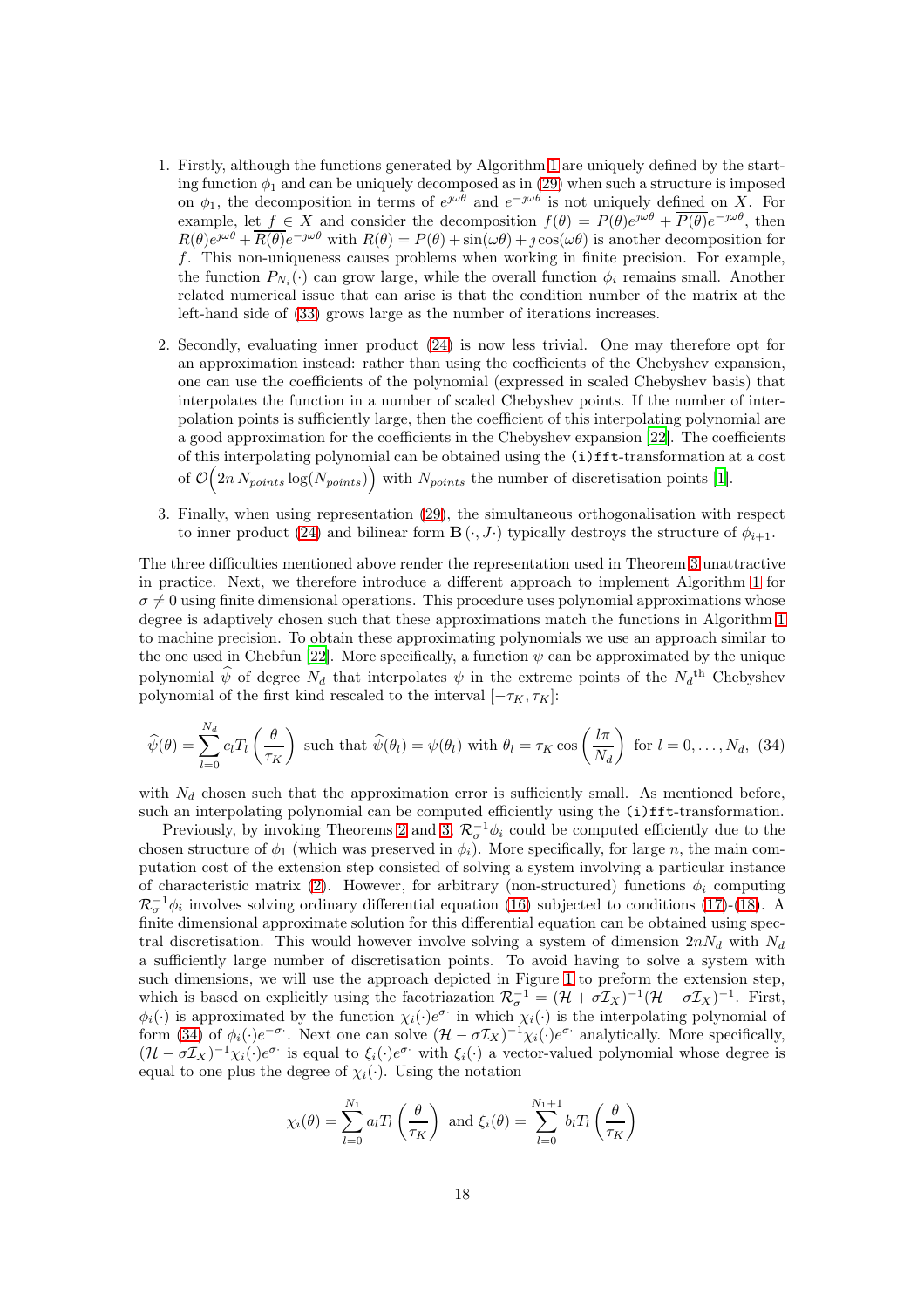1. Firstly, although the functions generated by Algorithm 1 are uniquely defined by the starting function $\phi_1$ and can be uniquely decomposed as in (29) when such a structure is imposed on $\phi_1$, the decomposition in terms of $e^{\jmath\omega\theta}$ and $e^{-\jmath\omega\theta}$ is not uniquely defined on $X$. For example, let $f \in X$ and consider the decomposition $f(\theta) = P(\theta)e^{\jmath\omega\theta} + \overline{P(\theta)}e^{-\jmath\omega\theta}$, then $R(\theta)e^{\jmath\omega\theta} + \overline{R(\theta)}e^{-\jmath\omega\theta}$ with $R(\theta) = P(\theta) + \sin(\omega\theta) + \jmath\cos(\omega\theta)$ is another decomposition for $f$. This non-uniqueness causes problems when working in finite precision. For example, the function $P_{N_i}(\cdot)$ can grow large, while the overall function $\phi_i$ remains small. Another related numerical issue that can arise is that the condition number of the matrix at the left-hand side of (33) grows large as the number of iterations increases.

2. Secondly, evaluating inner product (24) is now less trivial. One may therefore opt for an approximation instead: rather than using the coefficients of the Chebyshev expansion, one can use the coefficients of the polynomial (expressed in scaled Chebyshev basis) that interpolates the function in a number of scaled Chebyshev points. If the number of interpolation points is sufficiently large, then the coefficient of this interpolating polynomial are a good approximation for the coefficients in the Chebyshev expansion [22]. The coefficients of this interpolating polynomial can be obtained using the `(i)fft`-transformation at a cost of $\mathcal{O}\Big(2n\, N_{points}\log(N_{points})\Big)$ with $N_{points}$ the number of discretisation points [1].

3. Finally, when using representation (29), the simultaneous orthogonalisation with respect to inner product (24) and bilinear form $\mathbf{B}(\cdot, J\cdot)$ typically destroys the structure of $\phi_{i+1}$.

The three difficulties mentioned above render the representation used in Theorem 3 unattractive in practice. Next, we therefore introduce a different approach to implement Algorithm 1 for $\sigma \neq 0$ using finite dimensional operations. This procedure uses polynomial approximations whose degree is adaptively chosen such that these approximations match the functions in Algorithm 1 to machine precision. To obtain these approximating polynomials we use an approach similar to the one used in Chebfun [22]. More specifically, a function $\psi$ can be approximated by the unique polynomial $\widehat{\psi}$ of degree $N_d$ that interpolates $\psi$ in the extreme points of the $N_d$th Chebyshev polynomial of the first kind rescaled to the interval $[-\tau_K, \tau_K]$:

$$\widehat{\psi}(\theta) = \sum_{l=0}^{N_d} c_l T_l\left(\frac{\theta}{\tau_K}\right) \text{ such that } \widehat{\psi}(\theta_l) = \psi(\theta_l) \text{ with } \theta_l = \tau_K \cos\left(\frac{l\pi}{N_d}\right) \text{ for } l = 0, \ldots, N_d, \quad (34)$$

with $N_d$ chosen such that the approximation error is sufficiently small. As mentioned before, such an interpolating polynomial can be computed efficiently using the `(i)fft`-transformation.

Previously, by invoking Theorems 2 and 3, $\mathcal{R}_\sigma^{-1}\phi_i$ could be computed efficiently due to the chosen structure of $\phi_1$ (which was preserved in $\phi_i$). More specifically, for large $n$, the main computation cost of the extension step consisted of solving a system involving a particular instance of characteristic matrix (2). However, for arbitrary (non-structured) functions $\phi_i$ computing $\mathcal{R}_\sigma^{-1}\phi_i$ involves solving ordinary differential equation (16) subjected to conditions (17)-(18). A finite dimensional approximate solution for this differential equation can be obtained using spectral discretisation. This would however involve solving a system of dimension $2nN_d$ with $N_d$ a sufficiently large number of discretisation points. To avoid having to solve a system with such dimensions, we will use the approach depicted in Figure 1 to preform the extension step, which is based on explicitly using the facotriazation $\mathcal{R}_\sigma^{-1} = (\mathcal{H} + \sigma\mathcal{I}_X)^{-1}(\mathcal{H} - \sigma\mathcal{I}_X)^{-1}$. First, $\phi_i(\cdot)$ is approximated by the function $\chi_i(\cdot)e^{\sigma\cdot}$ in which $\chi_i(\cdot)$ is the interpolating polynomial of form (34) of $\phi_i(\cdot)e^{-\sigma\cdot}$. Next one can solve $(\mathcal{H} - \sigma\mathcal{I}_X)^{-1}\chi_i(\cdot)e^{\sigma\cdot}$ analytically. More specifically, $(\mathcal{H} - \sigma\mathcal{I}_X)^{-1}\chi_i(\cdot)e^{\sigma\cdot}$ is equal to $\xi_i(\cdot)e^{\sigma\cdot}$ with $\xi_i(\cdot)$ a vector-valued polynomial whose degree is equal to one plus the degree of $\chi_i(\cdot)$. Using the notation

$$\chi_i(\theta) = \sum_{l=0}^{N_1} a_l T_l\left(\frac{\theta}{\tau_K}\right) \text{ and } \xi_i(\theta) = \sum_{l=0}^{N_1+1} b_l T_l\left(\frac{\theta}{\tau_K}\right)$$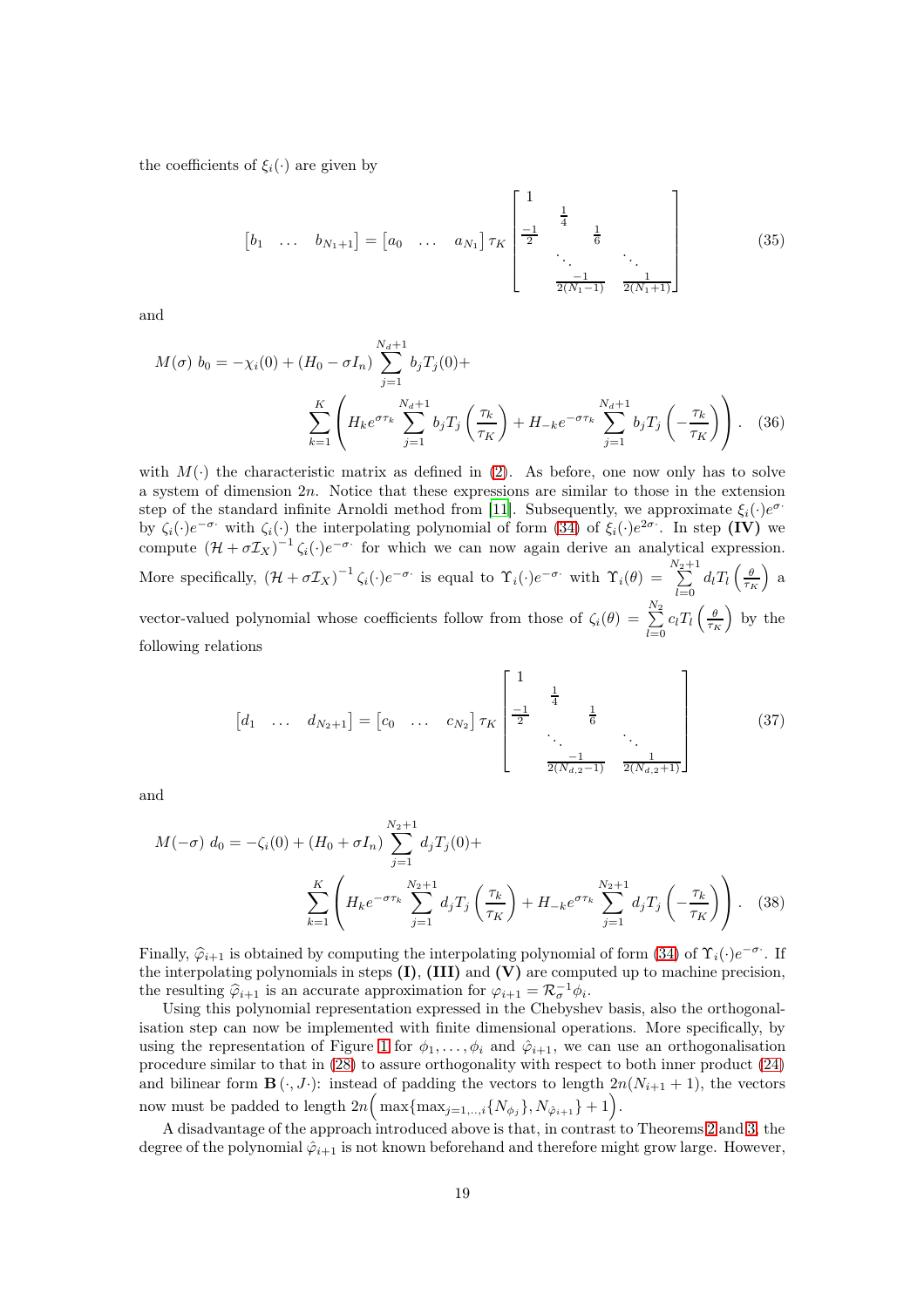the coefficients of $\xi_i(\cdot)$ are given by

$$
\begin{bmatrix} b_1 & \dots & b_{N_1+1} \end{bmatrix} = \begin{bmatrix} a_0 & \dots & a_{N_1} \end{bmatrix} \tau_K \begin{bmatrix} 1 & & & & \\ & \frac{1}{4} & & & \\ \frac{-1}{2} & & \frac{1}{6} & & \\ & \ddots & & \ddots & \\ & & \frac{-1}{2(N_1-1)} & & \frac{1}{2(N_1+1)} \end{bmatrix} \tag{35}
$$

and

$$
M(\sigma)\ b_0 = -\chi_i(0) + (H_0 - \sigma I_n) \sum_{j=1}^{N_d+1} b_j T_j(0) + \sum_{k=1}^{K} \left( H_k e^{\sigma \tau_k} \sum_{j=1}^{N_d+1} b_j T_j\left(\frac{\tau_k}{\tau_K}\right) + H_{-k} e^{-\sigma \tau_k} \sum_{j=1}^{N_d+1} b_j T_j\left(-\frac{\tau_k}{\tau_K}\right) \right). \tag{36}
$$

with $M(\cdot)$ the characteristic matrix as defined in (2). As before, one now only has to solve a system of dimension $2n$. Notice that these expressions are similar to those in the extension step of the standard infinite Arnoldi method from [11]. Subsequently, we approximate $\xi_i(\cdot)e^{\sigma\cdot}$ by $\zeta_i(\cdot)e^{-\sigma\cdot}$ with $\zeta_i(\cdot)$ the interpolating polynomial of form (34) of $\xi_i(\cdot)e^{2\sigma\cdot}$. In step **(IV)** we compute $(\mathcal{H} + \sigma \mathcal{I}_X)^{-1} \zeta_i(\cdot)e^{-\sigma\cdot}$ for which we can now again derive an analytical expression. More specifically, $(\mathcal{H} + \sigma \mathcal{I}_X)^{-1} \zeta_i(\cdot)e^{-\sigma\cdot}$ is equal to $\Upsilon_i(\cdot)e^{-\sigma\cdot}$ with $\Upsilon_i(\theta) = \sum_{l=0}^{N_2+1} d_l T_l\left(\frac{\theta}{\tau_K}\right)$ a vector-valued polynomial whose coefficients follow from those of $\zeta_i(\theta) = \sum_{l=0}^{N_2} c_l T_l\left(\frac{\theta}{\tau_K}\right)$ by the following relations

$$
\begin{bmatrix} d_1 & \dots & d_{N_2+1} \end{bmatrix} = \begin{bmatrix} c_0 & \dots & c_{N_2} \end{bmatrix} \tau_K \begin{bmatrix} 1 & & & & \\ & \frac{1}{4} & & & \\ \frac{-1}{2} & & \frac{1}{6} & & \\ & \ddots & & \ddots & \\ & & \frac{-1}{2(N_{d,2}-1)} & & \frac{1}{2(N_{d,2}+1)} \end{bmatrix} \tag{37}
$$

and

$$
M(-\sigma)\ d_0 = -\zeta_i(0) + (H_0 + \sigma I_n) \sum_{j=1}^{N_2+1} d_j T_j(0) + \sum_{k=1}^{K} \left( H_k e^{-\sigma \tau_k} \sum_{j=1}^{N_2+1} d_j T_j\left(\frac{\tau_k}{\tau_K}\right) + H_{-k} e^{\sigma \tau_k} \sum_{j=1}^{N_2+1} d_j T_j\left(-\frac{\tau_k}{\tau_K}\right) \right). \tag{38}
$$

Finally, $\widehat{\varphi}_{i+1}$ is obtained by computing the interpolating polynomial of form (34) of $\Upsilon_i(\cdot)e^{-\sigma\cdot}$. If the interpolating polynomials in steps **(I)**, **(III)** and **(V)** are computed up to machine precision, the resulting $\widehat{\varphi}_{i+1}$ is an accurate approximation for $\varphi_{i+1} = \mathcal{R}_\sigma^{-1}\phi_i$.

Using this polynomial representation expressed in the Chebyshev basis, also the orthogonalisation step can now be implemented with finite dimensional operations. More specifically, by using the representation of Figure 1 for $\phi_1, \dots, \phi_i$ and $\hat{\varphi}_{i+1}$, we can use an orthogonalisation procedure similar to that in (28) to assure orthogonality with respect to both inner product (24) and bilinear form $\mathbf{B}(\cdot, J\cdot)$: instead of padding the vectors to length $2n(N_{i+1}+1)$, the vectors now must be padded to length $2n\Big(\max\{\max_{j=1,..,i}\{N_{\phi_j}\}, N_{\hat{\varphi}_{i+1}}\} + 1\Big)$.

A disadvantage of the approach introduced above is that, in contrast to Theorems 2 and 3, the degree of the polynomial $\hat{\varphi}_{i+1}$ is not known beforehand and therefore might grow large. However,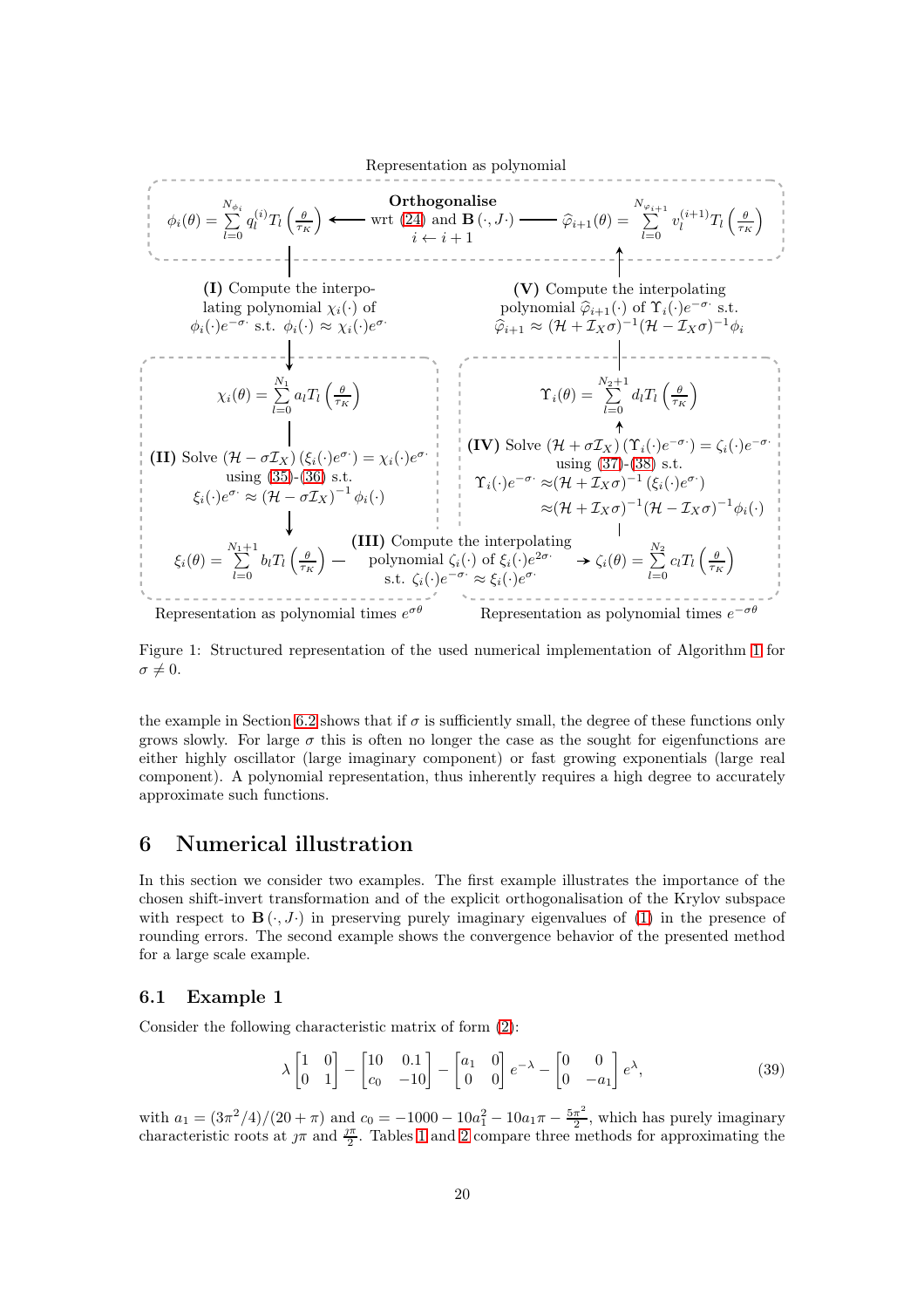Representation as polynomial

$$\phi_i(\theta) = \sum_{l=0}^{N_{\phi_i}} q_l^{(i)} T_l\left(\frac{\theta}{\tau_K}\right) \longleftarrow \begin{array}{c}\textbf{Orthogonalise}\\ \text{wrt (24) and } \mathbf{B}(\cdot, J\cdot)\\ i \leftarrow i+1\end{array} \longleftarrow \widehat{\varphi}_{i+1}(\theta) = \sum_{l=0}^{N_{\varphi_{i+1}}} v_l^{(i+1)} T_l\left(\frac{\theta}{\tau_K}\right)$$

**(I)** Compute the interpolating polynomial $\chi_i(\cdot)$ of $\phi_i(\cdot)e^{-\sigma\cdot}$ s.t. $\phi_i(\cdot) \approx \chi_i(\cdot)e^{\sigma\cdot}$

$$\chi_i(\theta) = \sum_{l=0}^{N_1} a_l T_l\left(\frac{\theta}{\tau_K}\right)$$

**(II)** Solve $(\mathcal{H} - \sigma\mathcal{I}_X)\left(\xi_i(\cdot)e^{\sigma\cdot}\right) = \chi_i(\cdot)e^{\sigma\cdot}$ using (35)-(36) s.t. $\xi_i(\cdot)e^{\sigma\cdot} \approx (\mathcal{H} - \sigma\mathcal{I}_X)^{-1}\phi_i(\cdot)$

$$\xi_i(\theta) = \sum_{l=0}^{N_1+1} b_l T_l\left(\frac{\theta}{\tau_K}\right)$$

**(III)** Compute the interpolating polynomial $\zeta_i(\cdot)$ of $\xi_i(\cdot)e^{2\sigma\cdot}$ s.t. $\zeta_i(\cdot)e^{-\sigma\cdot} \approx \xi_i(\cdot)e^{\sigma\cdot}$

$$\zeta_i(\theta) = \sum_{l=0}^{N_2} c_l T_l\left(\frac{\theta}{\tau_K}\right)$$

**(IV)** Solve $(\mathcal{H} + \sigma\mathcal{I}_X)\left(\Upsilon_i(\cdot)e^{-\sigma\cdot}\right) = \zeta_i(\cdot)e^{-\sigma\cdot}$ using (37)-(38) s.t.

$$\Upsilon_i(\cdot)e^{-\sigma\cdot} \approx (\mathcal{H} + \mathcal{I}_X\sigma)^{-1}\left(\xi_i(\cdot)e^{\sigma\cdot}\right) \approx (\mathcal{H} + \mathcal{I}_X\sigma)^{-1}(\mathcal{H} - \mathcal{I}_X\sigma)^{-1}\phi_i(\cdot)$$

$$\Upsilon_i(\theta) = \sum_{l=0}^{N_2+1} d_l T_l\left(\frac{\theta}{\tau_K}\right)$$

**(V)** Compute the interpolating polynomial $\widehat{\varphi}_{i+1}(\cdot)$ of $\Upsilon_i(\cdot)e^{-\sigma\cdot}$ s.t. $\widehat{\varphi}_{i+1} \approx (\mathcal{H} + \mathcal{I}_X\sigma)^{-1}(\mathcal{H} - \mathcal{I}_X\sigma)^{-1}\phi_i$

Representation as polynomial times $e^{\sigma\theta}$ | Representation as polynomial times $e^{-\sigma\theta}$

Figure 1: Structured representation of the used numerical implementation of Algorithm 1 for $\sigma \neq 0$.

the example in Section 6.2 shows that if $\sigma$ is sufficiently small, the degree of these functions only grows slowly. For large $\sigma$ this is often no longer the case as the sought for eigenfunctions are either highly oscillator (large imaginary component) or fast growing exponentials (large real component). A polynomial representation, thus inherently requires a high degree to accurately approximate such functions.

# 6 Numerical illustration

In this section we consider two examples. The first example illustrates the importance of the chosen shift-invert transformation and of the explicit orthogonalisation of the Krylov subspace with respect to $\mathbf{B}(\cdot, J\cdot)$ in preserving purely imaginary eigenvalues of (1) in the presence of rounding errors. The second example shows the convergence behavior of the presented method for a large scale example.

## 6.1 Example 1

Consider the following characteristic matrix of form (2):

$$\lambda \begin{bmatrix} 1 & 0 \\ 0 & 1 \end{bmatrix} - \begin{bmatrix} 10 & 0.1 \\ c_0 & -10 \end{bmatrix} - \begin{bmatrix} a_1 & 0 \\ 0 & 0 \end{bmatrix} e^{-\lambda} - \begin{bmatrix} 0 & 0 \\ 0 & -a_1 \end{bmatrix} e^{\lambda}, \tag{39}$$

with $a_1 = (3\pi^2/4)/(20+\pi)$ and $c_0 = -1000 - 10a_1^2 - 10a_1\pi - \frac{5\pi^2}{2}$, which has purely imaginary characteristic roots at $\jmath\pi$ and $\frac{\jmath\pi}{2}$. Tables 1 and 2 compare three methods for approximating the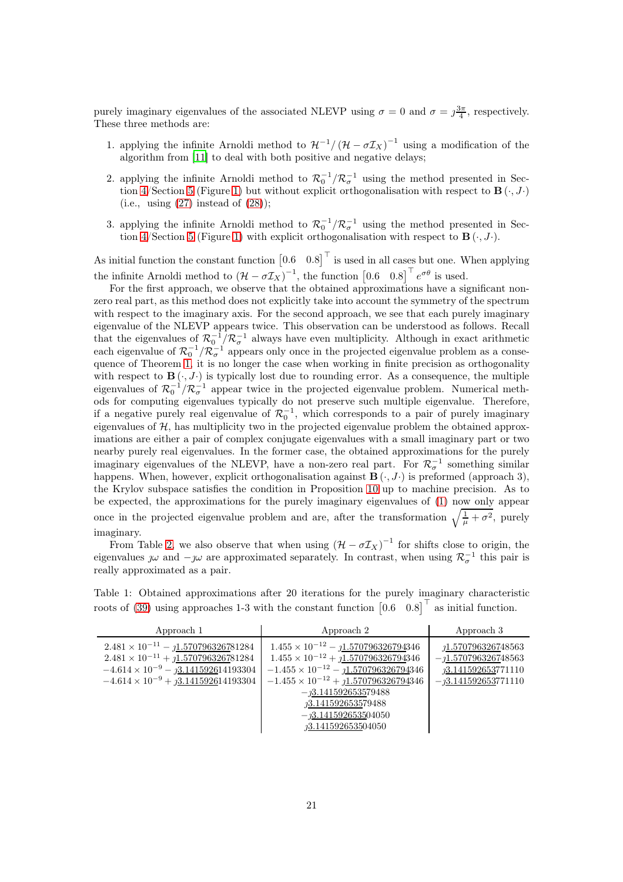purely imaginary eigenvalues of the associated NLEVP using $\sigma = 0$ and $\sigma = \jmath\frac{3\pi}{4}$, respectively. These three methods are:

1. applying the infinite Arnoldi method to $\mathcal{H}^{-1}/\left(\mathcal{H} - \sigma\mathcal{I}_X\right)^{-1}$ using a modification of the algorithm from [11] to deal with both positive and negative delays;
2. applying the infinite Arnoldi method to $\mathcal{R}_0^{-1}/\mathcal{R}_\sigma^{-1}$ using the method presented in Section 4/Section 5 (Figure 1) but without explicit orthogonalisation with respect to $\mathbf{B}\left(\cdot, J\cdot\right)$ (i.e., using (27) instead of (28));
3. applying the infinite Arnoldi method to $\mathcal{R}_0^{-1}/\mathcal{R}_\sigma^{-1}$ using the method presented in Section 4/Section 5 (Figure 1) with explicit orthogonalisation with respect to $\mathbf{B}\left(\cdot, J\cdot\right)$.

As initial function the constant function $\begin{bmatrix}0.6 & 0.8\end{bmatrix}^\top$ is used in all cases but one. When applying the infinite Arnoldi method to $\left(\mathcal{H} - \sigma\mathcal{I}_X\right)^{-1}$, the function $\begin{bmatrix}0.6 & 0.8\end{bmatrix}^\top e^{\sigma\theta}$ is used.

For the first approach, we observe that the obtained approximations have a significant nonzero real part, as this method does not explicitly take into account the symmetry of the spectrum with respect to the imaginary axis. For the second approach, we see that each purely imaginary eigenvalue of the NLEVP appears twice. This observation can be understood as follows. Recall that the eigenvalues of $\mathcal{R}_0^{-1}/\mathcal{R}_\sigma^{-1}$ always have even multiplicity. Although in exact arithmetic each eigenvalue of $\mathcal{R}_0^{-1}/\mathcal{R}_\sigma^{-1}$ appears only once in the projected eigenvalue problem as a consequence of Theorem 1, it is no longer the case when working in finite precision as orthogonality with respect to $\mathbf{B}\left(\cdot, J\cdot\right)$ is typically lost due to rounding error. As a consequence, the multiple eigenvalues of $\mathcal{R}_0^{-1}/\mathcal{R}_\sigma^{-1}$ appear twice in the projected eigenvalue problem. Numerical methods for computing eigenvalues typically do not preserve such multiple eigenvalue. Therefore, if a negative purely real eigenvalue of $\mathcal{R}_0^{-1}$, which corresponds to a pair of purely imaginary eigenvalues of $\mathcal{H}$, has multiplicity two in the projected eigenvalue problem the obtained approximations are either a pair of complex conjugate eigenvalues with a small imaginary part or two nearby purely real eigenvalues. In the former case, the obtained approximations for the purely imaginary eigenvalues of the NLEVP, have a non-zero real part. For $\mathcal{R}_\sigma^{-1}$ something similar happens. When, however, explicit orthogonalisation against $\mathbf{B}\left(\cdot, J\cdot\right)$ is preformed (approach 3), the Krylov subspace satisfies the condition in Proposition 10 up to machine precision. As to be expected, the approximations for the purely imaginary eigenvalues of (1) now only appear once in the projected eigenvalue problem and are, after the transformation $\sqrt{\frac{1}{\mu} + \sigma^2}$, purely imaginary.

From Table 2, we also observe that when using $\left(\mathcal{H} - \sigma\mathcal{I}_X\right)^{-1}$ for shifts close to origin, the eigenvalues $\jmath\omega$ and $-\jmath\omega$ are approximated separately. In contrast, when using $\mathcal{R}_\sigma^{-1}$ this pair is really approximated as a pair.

Table 1: Obtained approximations after 20 iterations for the purely imaginary characteristic roots of (39) using approaches 1-3 with the constant function $\begin{bmatrix}0.6 & 0.8\end{bmatrix}^\top$ as initial function.

| Approach 1 | Approach 2 | Approach 3 |
|---|---|---|
| $2.481 \times 10^{-11} - \jmath\underline{1.570796326781284}$ | $1.455 \times 10^{-12} - \jmath\underline{1.5707963267943}46$ | $\jmath\underline{1.5707963267}48563$ |
| $2.481 \times 10^{-11} + \jmath\underline{1.570796326781284}$ | $1.455 \times 10^{-12} + \jmath\underline{1.5707963267943}46$ | $-\jmath\underline{1.5707963267}48563$ |
| $-4.614 \times 10^{-9} - \jmath\underline{3.1415926}14193304$ | $-1.455 \times 10^{-12} - \jmath\underline{1.5707963267943}46$ | $\jmath\underline{3.141592653}771110$ |
| $-4.614 \times 10^{-9} + \jmath\underline{3.1415926}14193304$ | $-1.455 \times 10^{-12} + \jmath\underline{1.5707963267943}46$ | $-\jmath\underline{3.141592653}771110$ |
| | $-\jmath\underline{3.141592653}579488$ | |
| | $\jmath\underline{3.141592653}579488$ | |
| | $-\jmath\underline{3.1415926535}04050$ | |
| | $\jmath\underline{3.1415926535}04050$ | |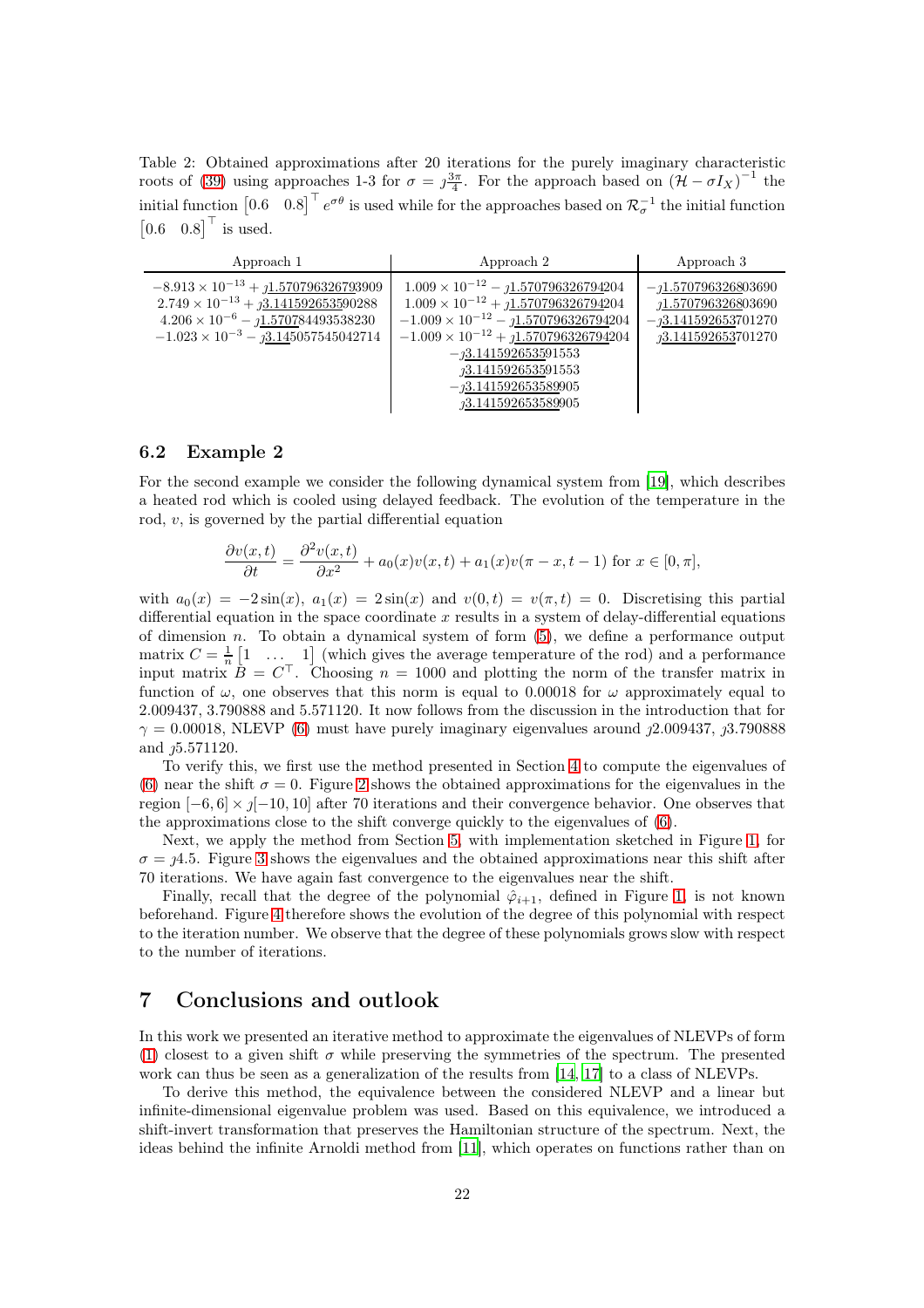Table 2: Obtained approximations after 20 iterations for the purely imaginary characteristic roots of (39) using approaches 1-3 for $\sigma = \jmath\frac{3\pi}{4}$. For the approach based on $(\mathcal{H} - \sigma I_X)^{-1}$ the initial function $\begin{bmatrix}0.6 & 0.8\end{bmatrix}^\top e^{\sigma\theta}$ is used while for the approaches based on $\mathcal{R}_\sigma^{-1}$ the initial function $\begin{bmatrix}0.6 & 0.8\end{bmatrix}^\top$ is used.

| Approach 1 | Approach 2 | Approach 3 |
|---|---|---|
| $-8.913 \times 10^{-13} + \jmath\underline{1.5707963267}93909$ | $1.009 \times 10^{-12} - \jmath\underline{1.570796326794204}$ | $-\jmath\underline{1.5707963268}03690$ |
| $2.749 \times 10^{-13} + \jmath\underline{3.1415926535}90288$ | $1.009 \times 10^{-12} + \jmath\underline{1.570796326794204}$ | $\jmath\underline{1.5707963268}03690$ |
| $4.206 \times 10^{-6} - \jmath\underline{1.5707}84493538230$ | $-1.009 \times 10^{-12} - \jmath\underline{1.570796326794204}$ | $-\jmath\underline{3.141592653}701270$ |
| $-1.023 \times 10^{-3} - \jmath\underline{3.14}5057545042714$ | $-1.009 \times 10^{-12} + \jmath\underline{1.570796326794204}$ | $\jmath\underline{3.141592653}701270$ |
| | $-\jmath\underline{3.1415926535}91553$ | |
| | $\jmath\underline{3.1415926535}91553$ | |
| | $-\jmath\underline{3.1415926535899}05$ | |
| | $\jmath\underline{3.1415926535899}05$ | |

### 6.2 Example 2

For the second example we consider the following dynamical system from [19], which describes a heated rod which is cooled using delayed feedback. The evolution of the temperature in the rod, $v$, is governed by the partial differential equation

$$\frac{\partial v(x,t)}{\partial t} = \frac{\partial^2 v(x,t)}{\partial x^2} + a_0(x)v(x,t) + a_1(x)v(\pi - x, t-1) \text{ for } x \in [0,\pi],$$

with $a_0(x) = -2\sin(x)$, $a_1(x) = 2\sin(x)$ and $v(0,t) = v(\pi,t) = 0$. Discretising this partial differential equation in the space coordinate $x$ results in a system of delay-differential equations of dimension $n$. To obtain a dynamical system of form (5), we define a performance output matrix $C = \frac{1}{n}\begin{bmatrix}1 & \dots & 1\end{bmatrix}$ (which gives the average temperature of the rod) and a performance input matrix $B = C^\top$. Choosing $n = 1000$ and plotting the norm of the transfer matrix in function of $\omega$, one observes that this norm is equal to 0.00018 for $\omega$ approximately equal to 2.009437, 3.790888 and 5.571120. It now follows from the discussion in the introduction that for $\gamma = 0.00018$, NLEVP (6) must have purely imaginary eigenvalues around $\jmath 2.009437$, $\jmath 3.790888$ and $\jmath 5.571120$.

To verify this, we first use the method presented in Section 4 to compute the eigenvalues of (6) near the shift $\sigma = 0$. Figure 2 shows the obtained approximations for the eigenvalues in the region $[-6,6] \times \jmath[-10,10]$ after 70 iterations and their convergence behavior. One observes that the approximations close to the shift converge quickly to the eigenvalues of (6).

Next, we apply the method from Section 5, with implementation sketched in Figure 1, for $\sigma = \jmath 4.5$. Figure 3 shows the eigenvalues and the obtained approximations near this shift after 70 iterations. We have again fast convergence to the eigenvalues near the shift.

Finally, recall that the degree of the polynomial $\hat{\varphi}_{i+1}$, defined in Figure 1, is not known beforehand. Figure 4 therefore shows the evolution of the degree of this polynomial with respect to the iteration number. We observe that the degree of these polynomials grows slow with respect to the number of iterations.

## 7 Conclusions and outlook

In this work we presented an iterative method to approximate the eigenvalues of NLEVPs of form (1) closest to a given shift $\sigma$ while preserving the symmetries of the spectrum. The presented work can thus be seen as a generalization of the results from [14, 17] to a class of NLEVPs.

To derive this method, the equivalence between the considered NLEVP and a linear but infinite-dimensional eigenvalue problem was used. Based on this equivalence, we introduced a shift-invert transformation that preserves the Hamiltonian structure of the spectrum. Next, the ideas behind the infinite Arnoldi method from [11], which operates on functions rather than on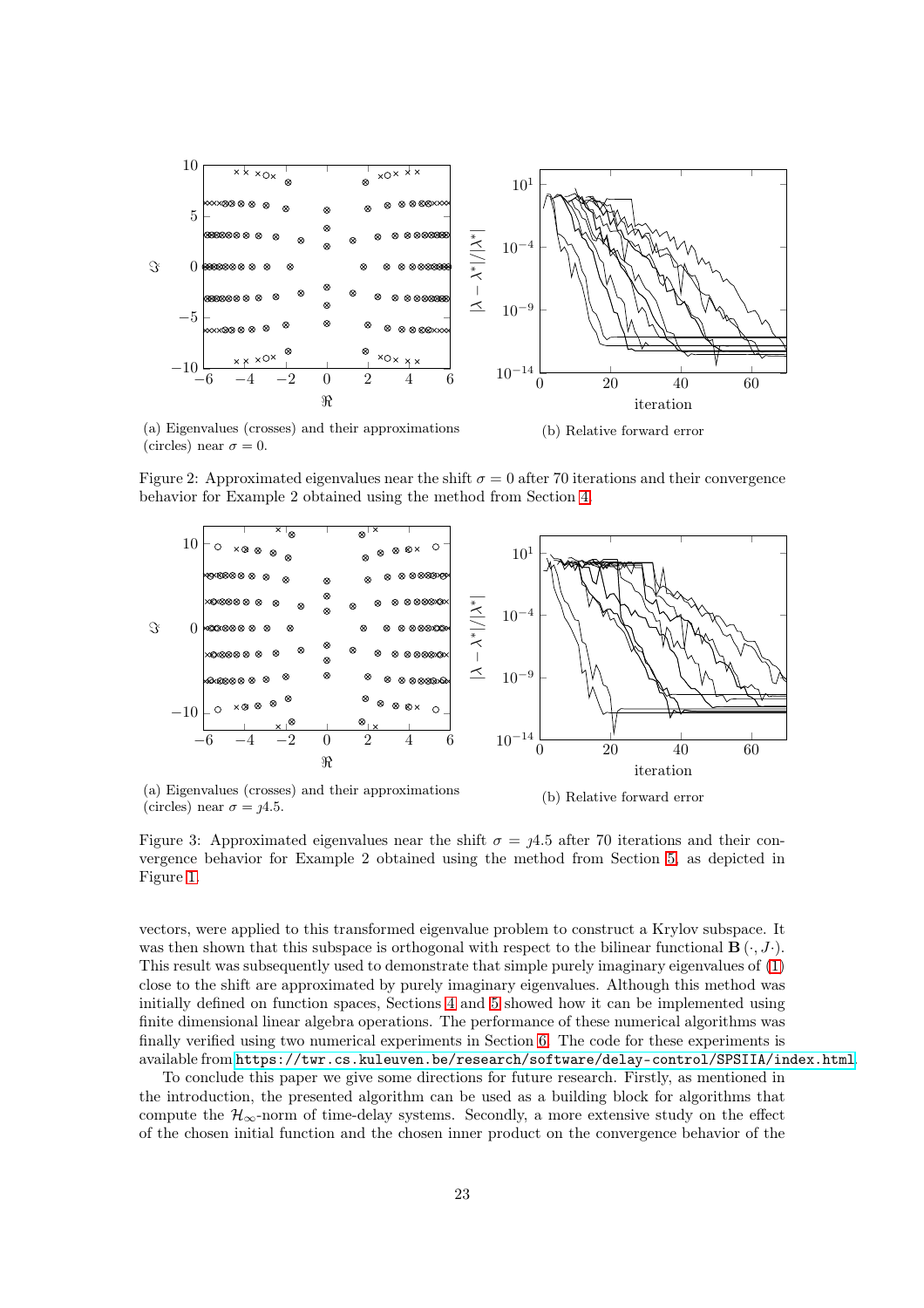(a) Eigenvalues (crosses) and their approximations (circles) near $\sigma = 0$.

(b) Relative forward error

Figure 2: Approximated eigenvalues near the shift $\sigma = 0$ after 70 iterations and their convergence behavior for Example 2 obtained using the method from Section 4.

(a) Eigenvalues (crosses) and their approximations (circles) near $\sigma = \jmath 4.5$.

(b) Relative forward error

Figure 3: Approximated eigenvalues near the shift $\sigma = \jmath 4.5$ after 70 iterations and their convergence behavior for Example 2 obtained using the method from Section 5, as depicted in Figure 1.

vectors, were applied to this transformed eigenvalue problem to construct a Krylov subspace. It was then shown that this subspace is orthogonal with respect to the bilinear functional $\mathbf{B}(\cdot, J\cdot)$. This result was subsequently used to demonstrate that simple purely imaginary eigenvalues of (1) close to the shift are approximated by purely imaginary eigenvalues. Although this method was initially defined on function spaces, Sections 4 and 5 showed how it can be implemented using finite dimensional linear algebra operations. The performance of these numerical algorithms was finally verified using two numerical experiments in Section 6. The code for these experiments is available from https://twr.cs.kuleuven.be/research/software/delay-control/SPSIIA/index.html.

To conclude this paper we give some directions for future research. Firstly, as mentioned in the introduction, the presented algorithm can be used as a building block for algorithms that compute the $\mathcal{H}_\infty$-norm of time-delay systems. Secondly, a more extensive study on the effect of the chosen initial function and the chosen inner product on the convergence behavior of the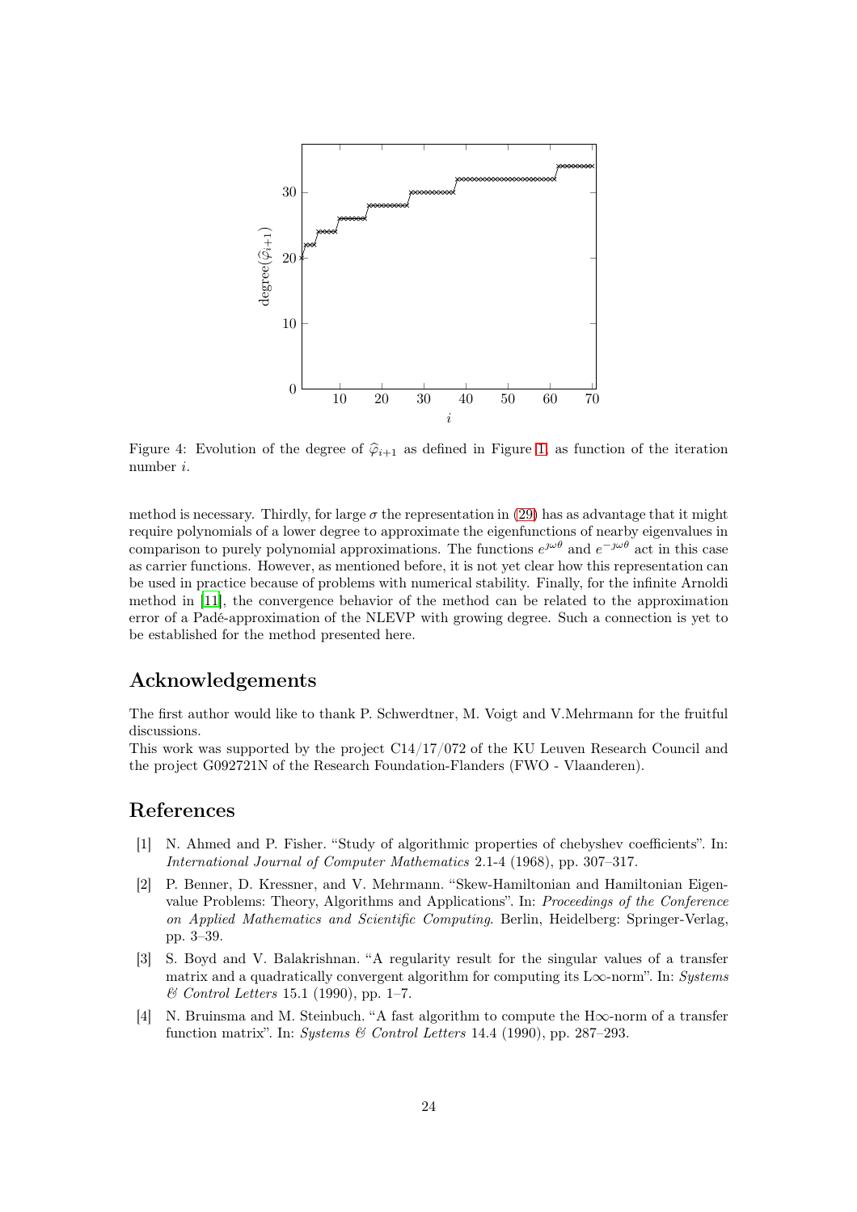Figure 4: Evolution of the degree of $\widehat{\varphi}_{i+1}$ as defined in Figure 1, as function of the iteration number $i$.

method is necessary. Thirdly, for large $\sigma$ the representation in (29) has as advantage that it might require polynomials of a lower degree to approximate the eigenfunctions of nearby eigenvalues in comparison to purely polynomial approximations. The functions $e^{\jmath\omega\theta}$ and $e^{-\jmath\omega\theta}$ act in this case as carrier functions. However, as mentioned before, it is not yet clear how this representation can be used in practice because of problems with numerical stability. Finally, for the infinite Arnoldi method in [11], the convergence behavior of the method can be related to the approximation error of a Padé-approximation of the NLEVP with growing degree. Such a connection is yet to be established for the method presented here.

## Acknowledgements

The first author would like to thank P. Schwerdtner, M. Voigt and V.Mehrmann for the fruitful discussions.
This work was supported by the project C14/17/072 of the KU Leuven Research Council and the project G092721N of the Research Foundation-Flanders (FWO - Vlaanderen).

## References

[1] N. Ahmed and P. Fisher. "Study of algorithmic properties of chebyshev coefficients". In: *International Journal of Computer Mathematics* 2.1-4 (1968), pp. 307–317.

[2] P. Benner, D. Kressner, and V. Mehrmann. "Skew-Hamiltonian and Hamiltonian Eigenvalue Problems: Theory, Algorithms and Applications". In: *Proceedings of the Conference on Applied Mathematics and Scientific Computing*. Berlin, Heidelberg: Springer-Verlag, pp. 3–39.

[3] S. Boyd and V. Balakrishnan. "A regularity result for the singular values of a transfer matrix and a quadratically convergent algorithm for computing its L∞-norm". In: *Systems & Control Letters* 15.1 (1990), pp. 1–7.

[4] N. Bruinsma and M. Steinbuch. "A fast algorithm to compute the H∞-norm of a transfer function matrix". In: *Systems & Control Letters* 14.4 (1990), pp. 287–293.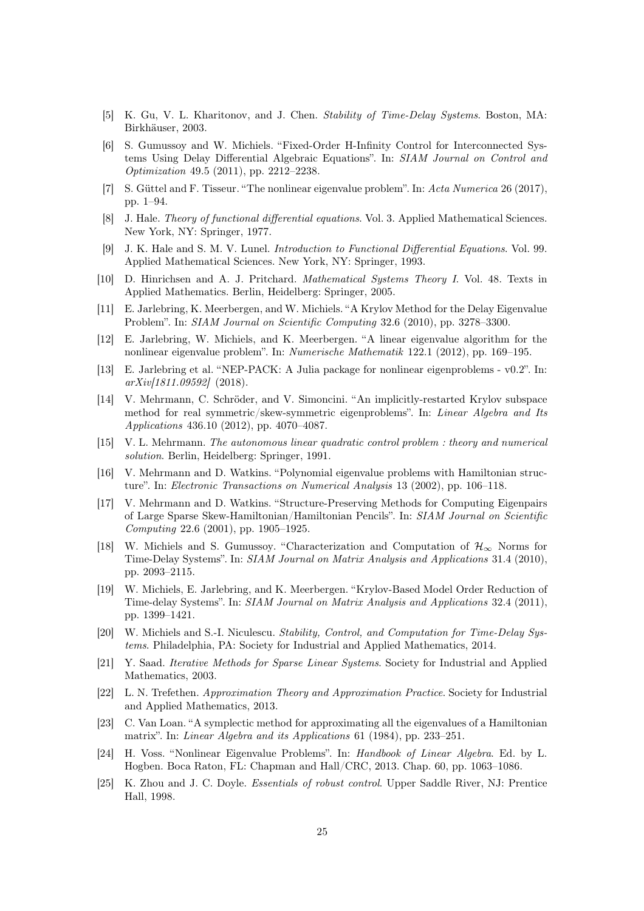[5] K. Gu, V. L. Kharitonov, and J. Chen. *Stability of Time-Delay Systems*. Boston, MA: Birkhäuser, 2003.

[6] S. Gumussoy and W. Michiels. "Fixed-Order H-Infinity Control for Interconnected Systems Using Delay Differential Algebraic Equations". In: *SIAM Journal on Control and Optimization* 49.5 (2011), pp. 2212–2238.

[7] S. Güttel and F. Tisseur. "The nonlinear eigenvalue problem". In: *Acta Numerica* 26 (2017), pp. 1–94.

[8] J. Hale. *Theory of functional differential equations*. Vol. 3. Applied Mathematical Sciences. New York, NY: Springer, 1977.

[9] J. K. Hale and S. M. V. Lunel. *Introduction to Functional Differential Equations*. Vol. 99. Applied Mathematical Sciences. New York, NY: Springer, 1993.

[10] D. Hinrichsen and A. J. Pritchard. *Mathematical Systems Theory I*. Vol. 48. Texts in Applied Mathematics. Berlin, Heidelberg: Springer, 2005.

[11] E. Jarlebring, K. Meerbergen, and W. Michiels. "A Krylov Method for the Delay Eigenvalue Problem". In: *SIAM Journal on Scientific Computing* 32.6 (2010), pp. 3278–3300.

[12] E. Jarlebring, W. Michiels, and K. Meerbergen. "A linear eigenvalue algorithm for the nonlinear eigenvalue problem". In: *Numerische Mathematik* 122.1 (2012), pp. 169–195.

[13] E. Jarlebring et al. "NEP-PACK: A Julia package for nonlinear eigenproblems - v0.2". In: *arXiv[1811.09592]* (2018).

[14] V. Mehrmann, C. Schröder, and V. Simoncini. "An implicitly-restarted Krylov subspace method for real symmetric/skew-symmetric eigenproblems". In: *Linear Algebra and Its Applications* 436.10 (2012), pp. 4070–4087.

[15] V. L. Mehrmann. *The autonomous linear quadratic control problem : theory and numerical solution*. Berlin, Heidelberg: Springer, 1991.

[16] V. Mehrmann and D. Watkins. "Polynomial eigenvalue problems with Hamiltonian structure". In: *Electronic Transactions on Numerical Analysis* 13 (2002), pp. 106–118.

[17] V. Mehrmann and D. Watkins. "Structure-Preserving Methods for Computing Eigenpairs of Large Sparse Skew-Hamiltonian/Hamiltonian Pencils". In: *SIAM Journal on Scientific Computing* 22.6 (2001), pp. 1905–1925.

[18] W. Michiels and S. Gumussoy. "Characterization and Computation of $\mathcal{H}_\infty$ Norms for Time-Delay Systems". In: *SIAM Journal on Matrix Analysis and Applications* 31.4 (2010), pp. 2093–2115.

[19] W. Michiels, E. Jarlebring, and K. Meerbergen. "Krylov-Based Model Order Reduction of Time-delay Systems". In: *SIAM Journal on Matrix Analysis and Applications* 32.4 (2011), pp. 1399–1421.

[20] W. Michiels and S.-I. Niculescu. *Stability, Control, and Computation for Time-Delay Systems*. Philadelphia, PA: Society for Industrial and Applied Mathematics, 2014.

[21] Y. Saad. *Iterative Methods for Sparse Linear Systems*. Society for Industrial and Applied Mathematics, 2003.

[22] L. N. Trefethen. *Approximation Theory and Approximation Practice*. Society for Industrial and Applied Mathematics, 2013.

[23] C. Van Loan. "A symplectic method for approximating all the eigenvalues of a Hamiltonian matrix". In: *Linear Algebra and its Applications* 61 (1984), pp. 233–251.

[24] H. Voss. "Nonlinear Eigenvalue Problems". In: *Handbook of Linear Algebra*. Ed. by L. Hogben. Boca Raton, FL: Chapman and Hall/CRC, 2013. Chap. 60, pp. 1063–1086.

[25] K. Zhou and J. C. Doyle. *Essentials of robust control*. Upper Saddle River, NJ: Prentice Hall, 1998.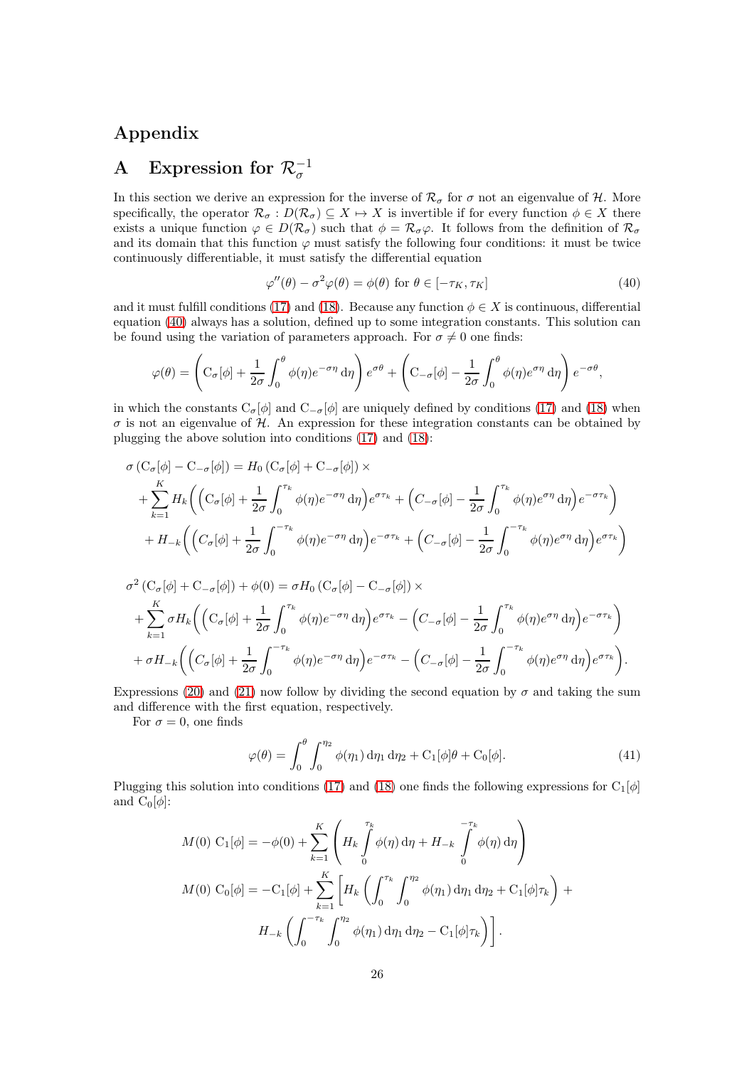# Appendix

## A Expression for $\mathcal{R}_\sigma^{-1}$

In this section we derive an expression for the inverse of $\mathcal{R}_\sigma$ for $\sigma$ not an eigenvalue of $\mathcal{H}$. More specifically, the operator $\mathcal{R}_\sigma : D(\mathcal{R}_\sigma) \subseteq X \mapsto X$ is invertible if for every function $\phi \in X$ there exists a unique function $\varphi \in D(\mathcal{R}_\sigma)$ such that $\phi = \mathcal{R}_\sigma \varphi$. It follows from the definition of $\mathcal{R}_\sigma$ and its domain that this function $\varphi$ must satisfy the following four conditions: it must be twice continuously differentiable, it must satisfy the differential equation

$$\varphi''(\theta) - \sigma^2 \varphi(\theta) = \phi(\theta) \text{ for } \theta \in [-\tau_K, \tau_K] \tag{40}$$

and it must fulfill conditions (17) and (18). Because any function $\phi \in X$ is continuous, differential equation (40) always has a solution, defined up to some integration constants. This solution can be found using the variation of parameters approach. For $\sigma \neq 0$ one finds:

$$\varphi(\theta) = \left( \mathrm{C}_\sigma[\phi] + \frac{1}{2\sigma} \int_0^\theta \phi(\eta) e^{-\sigma\eta} \,\mathrm{d}\eta \right) e^{\sigma\theta} + \left( \mathrm{C}_{-\sigma}[\phi] - \frac{1}{2\sigma} \int_0^\theta \phi(\eta) e^{\sigma\eta} \,\mathrm{d}\eta \right) e^{-\sigma\theta},$$

in which the constants $\mathrm{C}_\sigma[\phi]$ and $\mathrm{C}_{-\sigma}[\phi]$ are uniquely defined by conditions (17) and (18) when $\sigma$ is not an eigenvalue of $\mathcal{H}$. An expression for these integration constants can be obtained by plugging the above solution into conditions (17) and (18):

$$\begin{aligned}
&\sigma \left( \mathrm{C}_\sigma[\phi] - \mathrm{C}_{-\sigma}[\phi] \right) = H_0 \left( \mathrm{C}_\sigma[\phi] + \mathrm{C}_{-\sigma}[\phi] \right) \times \\
&\quad + \sum_{k=1}^{K} H_k \bigg( \Big( \mathrm{C}_\sigma[\phi] + \frac{1}{2\sigma} \int_0^{\tau_k} \phi(\eta) e^{-\sigma\eta} \,\mathrm{d}\eta \Big) e^{\sigma\tau_k} + \Big( C_{-\sigma}[\phi] - \frac{1}{2\sigma} \int_0^{\tau_k} \phi(\eta) e^{\sigma\eta} \,\mathrm{d}\eta \Big) e^{-\sigma\tau_k} \bigg) \\
&\quad + H_{-k} \bigg( \Big( C_\sigma[\phi] + \frac{1}{2\sigma} \int_0^{-\tau_k} \phi(\eta) e^{-\sigma\eta} \,\mathrm{d}\eta \Big) e^{-\sigma\tau_k} + \Big( C_{-\sigma}[\phi] - \frac{1}{2\sigma} \int_0^{-\tau_k} \phi(\eta) e^{\sigma\eta} \,\mathrm{d}\eta \Big) e^{\sigma\tau_k} \bigg)
\end{aligned}$$

$$\begin{aligned}
&\sigma^2 \left( \mathrm{C}_\sigma[\phi] + \mathrm{C}_{-\sigma}[\phi] \right) + \phi(0) = \sigma H_0 \left( \mathrm{C}_\sigma[\phi] - \mathrm{C}_{-\sigma}[\phi] \right) \times \\
&\quad + \sum_{k=1}^{K} \sigma H_k \bigg( \Big( \mathrm{C}_\sigma[\phi] + \frac{1}{2\sigma} \int_0^{\tau_k} \phi(\eta) e^{-\sigma\eta} \,\mathrm{d}\eta \Big) e^{\sigma\tau_k} - \Big( C_{-\sigma}[\phi] - \frac{1}{2\sigma} \int_0^{\tau_k} \phi(\eta) e^{\sigma\eta} \,\mathrm{d}\eta \Big) e^{-\sigma\tau_k} \bigg) \\
&\quad + \sigma H_{-k} \bigg( \Big( C_\sigma[\phi] + \frac{1}{2\sigma} \int_0^{-\tau_k} \phi(\eta) e^{-\sigma\eta} \,\mathrm{d}\eta \Big) e^{-\sigma\tau_k} - \Big( C_{-\sigma}[\phi] - \frac{1}{2\sigma} \int_0^{-\tau_k} \phi(\eta) e^{\sigma\eta} \,\mathrm{d}\eta \Big) e^{\sigma\tau_k} \bigg).
\end{aligned}$$

Expressions (20) and (21) now follow by dividing the second equation by $\sigma$ and taking the sum and difference with the first equation, respectively.

For $\sigma = 0$, one finds

$$\varphi(\theta) = \int_0^\theta \int_0^{\eta_2} \phi(\eta_1) \,\mathrm{d}\eta_1 \,\mathrm{d}\eta_2 + \mathrm{C}_1[\phi]\theta + \mathrm{C}_0[\phi]. \tag{41}$$

Plugging this solution into conditions (17) and (18) one finds the following expressions for $\mathrm{C}_1[\phi]$ and $\mathrm{C}_0[\phi]$:

$$\begin{aligned}
M(0)\ \mathrm{C}_1[\phi] &= -\phi(0) + \sum_{k=1}^{K} \left( H_k \int_0^{\tau_k} \phi(\eta) \,\mathrm{d}\eta + H_{-k} \int_0^{-\tau_k} \phi(\eta) \,\mathrm{d}\eta \right) \\
M(0)\ \mathrm{C}_0[\phi] &= -\mathrm{C}_1[\phi] + \sum_{k=1}^{K} \bigg[ H_k \left( \int_0^{\tau_k} \int_0^{\eta_2} \phi(\eta_1) \,\mathrm{d}\eta_1 \,\mathrm{d}\eta_2 + \mathrm{C}_1[\phi]\tau_k \right) + \\
&\qquad H_{-k} \left( \int_0^{-\tau_k} \int_0^{\eta_2} \phi(\eta_1) \,\mathrm{d}\eta_1 \,\mathrm{d}\eta_2 - \mathrm{C}_1[\phi]\tau_k \right) \bigg].
\end{aligned}$$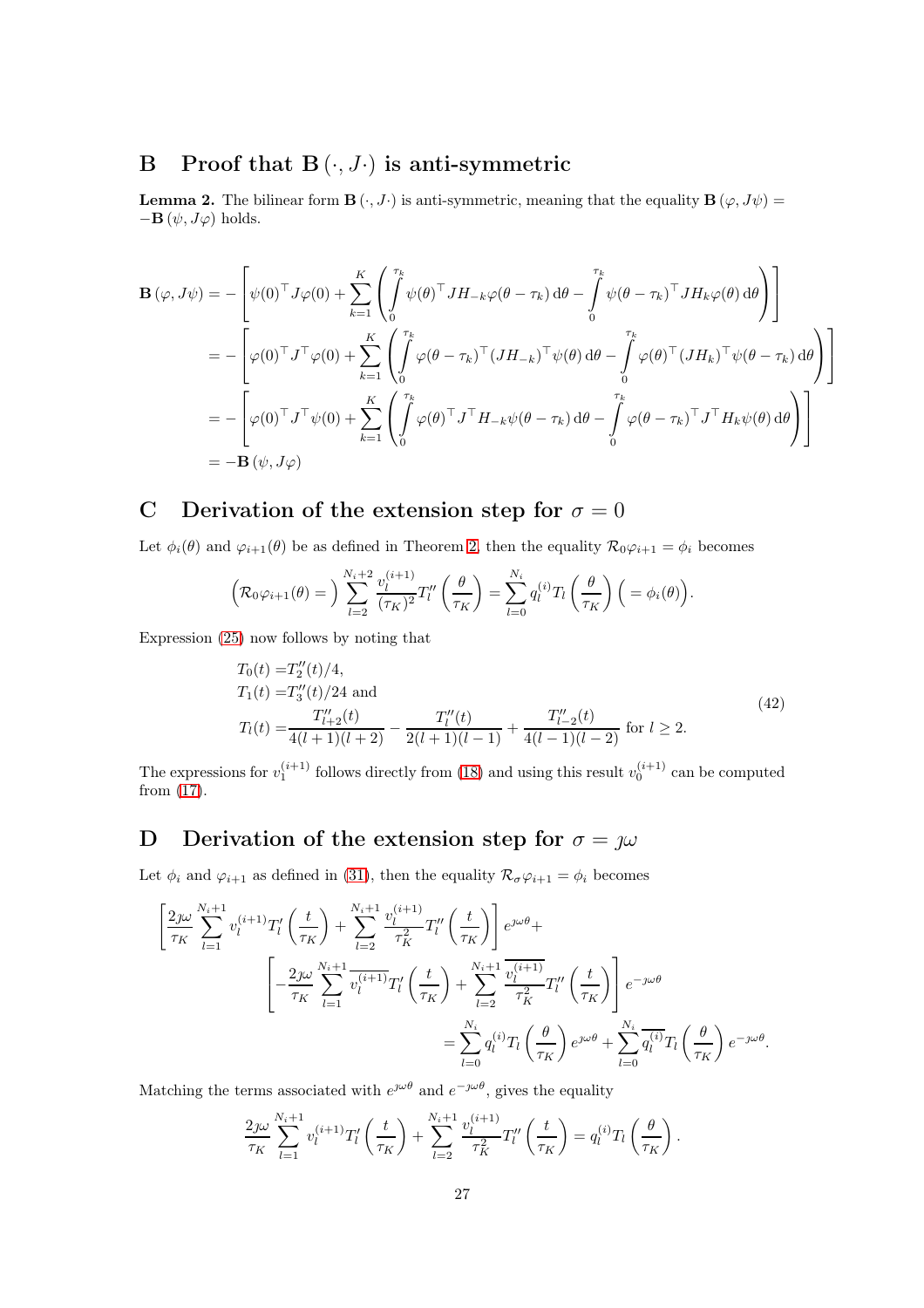## B Proof that $\mathbf{B}(\cdot, J\cdot)$ is anti-symmetric

**Lemma 2.** The bilinear form $\mathbf{B}(\cdot, J\cdot)$ is anti-symmetric, meaning that the equality $\mathbf{B}(\varphi, J\psi) = -\mathbf{B}(\psi, J\varphi)$ holds.

$$
\begin{aligned}
\mathbf{B}(\varphi, J\psi) &= -\left[\psi(0)^\top J\varphi(0) + \sum_{k=1}^{K}\left(\int_0^{\tau_k} \psi(\theta)^\top JH_{-k}\varphi(\theta-\tau_k)\,\mathrm{d}\theta - \int_0^{\tau_k}\psi(\theta-\tau_k)^\top JH_k\varphi(\theta)\,\mathrm{d}\theta\right)\right] \\
&= -\left[\varphi(0)^\top J^\top\varphi(0) + \sum_{k=1}^{K}\left(\int_0^{\tau_k} \varphi(\theta-\tau_k)^\top (JH_{-k})^\top\psi(\theta)\,\mathrm{d}\theta - \int_0^{\tau_k}\varphi(\theta)^\top (JH_k)^\top\psi(\theta-\tau_k)\,\mathrm{d}\theta\right)\right] \\
&= -\left[\varphi(0)^\top J^\top\psi(0) + \sum_{k=1}^{K}\left(\int_0^{\tau_k} \varphi(\theta)^\top J^\top H_{-k}\psi(\theta-\tau_k)\,\mathrm{d}\theta - \int_0^{\tau_k}\varphi(\theta-\tau_k)^\top J^\top H_k\psi(\theta)\,\mathrm{d}\theta\right)\right] \\
&= -\mathbf{B}(\psi, J\varphi)
\end{aligned}
$$

## C Derivation of the extension step for $\sigma = 0$

Let $\phi_i(\theta)$ and $\varphi_{i+1}(\theta)$ be as defined in Theorem 2, then the equality $\mathcal{R}_0\varphi_{i+1} = \phi_i$ becomes

$$
\Big(\mathcal{R}_0\varphi_{i+1}(\theta) = \Big) \sum_{l=2}^{N_i+2} \frac{v_l^{(i+1)}}{(\tau_K)^2} T_l''\left(\frac{\theta}{\tau_K}\right) = \sum_{l=0}^{N_i} q_l^{(i)} T_l\left(\frac{\theta}{\tau_K}\right) \Big(= \phi_i(\theta)\Big).
$$

Expression (25) now follows by noting that

$$
\begin{aligned}
T_0(t) &= T_2''(t)/4, \\
T_1(t) &= T_3''(t)/24 \text{ and} \\
T_l(t) &= \frac{T_{l+2}''(t)}{4(l+1)(l+2)} - \frac{T_l''(t)}{2(l+1)(l-1)} + \frac{T_{l-2}''(t)}{4(l-1)(l-2)} \text{ for } l \geq 2.
\end{aligned}
\tag{42}
$$

The expressions for $v_1^{(i+1)}$ follows directly from (18) and using this result $v_0^{(i+1)}$ can be computed from (17).

## D Derivation of the extension step for $\sigma = \jmath\omega$

Let $\phi_i$ and $\varphi_{i+1}$ as defined in (31), then the equality $\mathcal{R}_\sigma\varphi_{i+1} = \phi_i$ becomes

$$
\begin{aligned}
&\left[\frac{2\jmath\omega}{\tau_K}\sum_{l=1}^{N_i+1} v_l^{(i+1)} T_l'\left(\frac{t}{\tau_K}\right) + \sum_{l=2}^{N_i+1}\frac{v_l^{(i+1)}}{\tau_K^2} T_l''\left(\frac{t}{\tau_K}\right)\right] e^{\jmath\omega\theta} + \\
&\qquad\left[-\frac{2\jmath\omega}{\tau_K}\sum_{l=1}^{N_i+1} \overline{v_l^{(i+1)}} T_l'\left(\frac{t}{\tau_K}\right) + \sum_{l=2}^{N_i+1}\frac{\overline{v_l^{(i+1)}}}{\tau_K^2} T_l''\left(\frac{t}{\tau_K}\right)\right] e^{-\jmath\omega\theta} \\
&\qquad\qquad = \sum_{l=0}^{N_i} q_l^{(i)} T_l\left(\frac{\theta}{\tau_K}\right) e^{\jmath\omega\theta} + \sum_{l=0}^{N_i} \overline{q_l^{(i)}} T_l\left(\frac{\theta}{\tau_K}\right) e^{-\jmath\omega\theta}.
\end{aligned}
$$

Matching the terms associated with $e^{\jmath\omega\theta}$ and $e^{-\jmath\omega\theta}$, gives the equality

$$
\frac{2\jmath\omega}{\tau_K}\sum_{l=1}^{N_i+1} v_l^{(i+1)} T_l'\left(\frac{t}{\tau_K}\right) + \sum_{l=2}^{N_i+1}\frac{v_l^{(i+1)}}{\tau_K^2} T_l''\left(\frac{t}{\tau_K}\right) = q_l^{(i)} T_l\left(\frac{\theta}{\tau_K}\right).
$$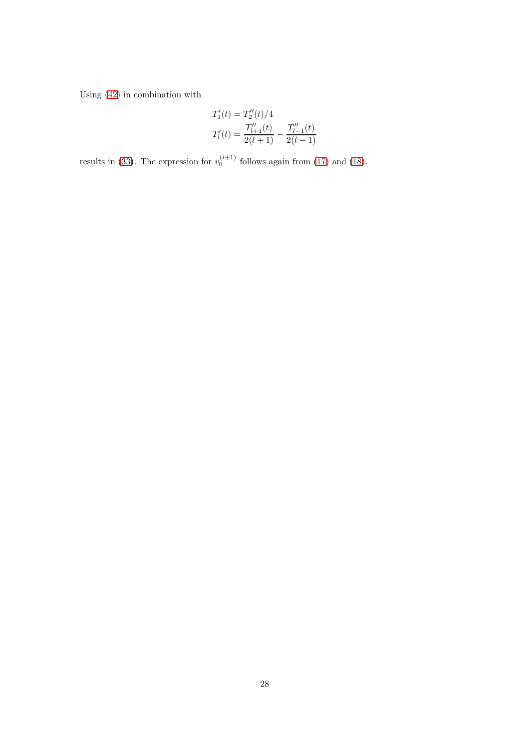Using (42) in combination with

$$
\begin{aligned}
T_1'(t) &= T_2''(t)/4 \\
T_l'(t) &= \frac{T_{l+1}''(t)}{2(l+1)} - \frac{T_{l-1}''(t)}{2(l-1)}
\end{aligned}
$$

results in (33). The expression for $v_0^{(i+1)}$ follows again from (17) and (18).